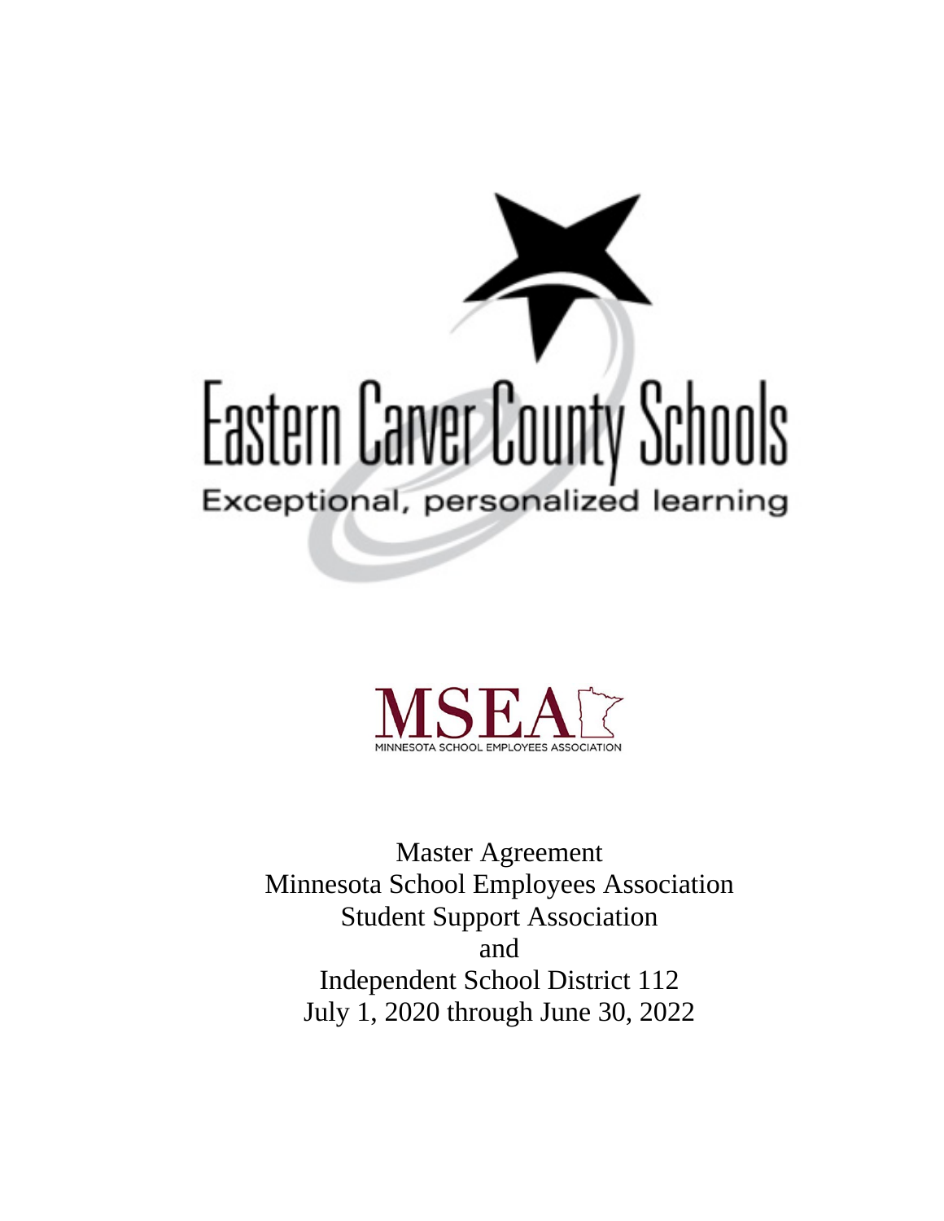Eastern Carver County Schools

Exceptional, personalized learning

MSEA

MINNESOTA SCHOOL EMPLOYEES ASSOCIATION

Master Agreement
Minnesota School Employees Association
Student Support Association
and
Independent School District 112
July 1, 2020 through June 30, 2022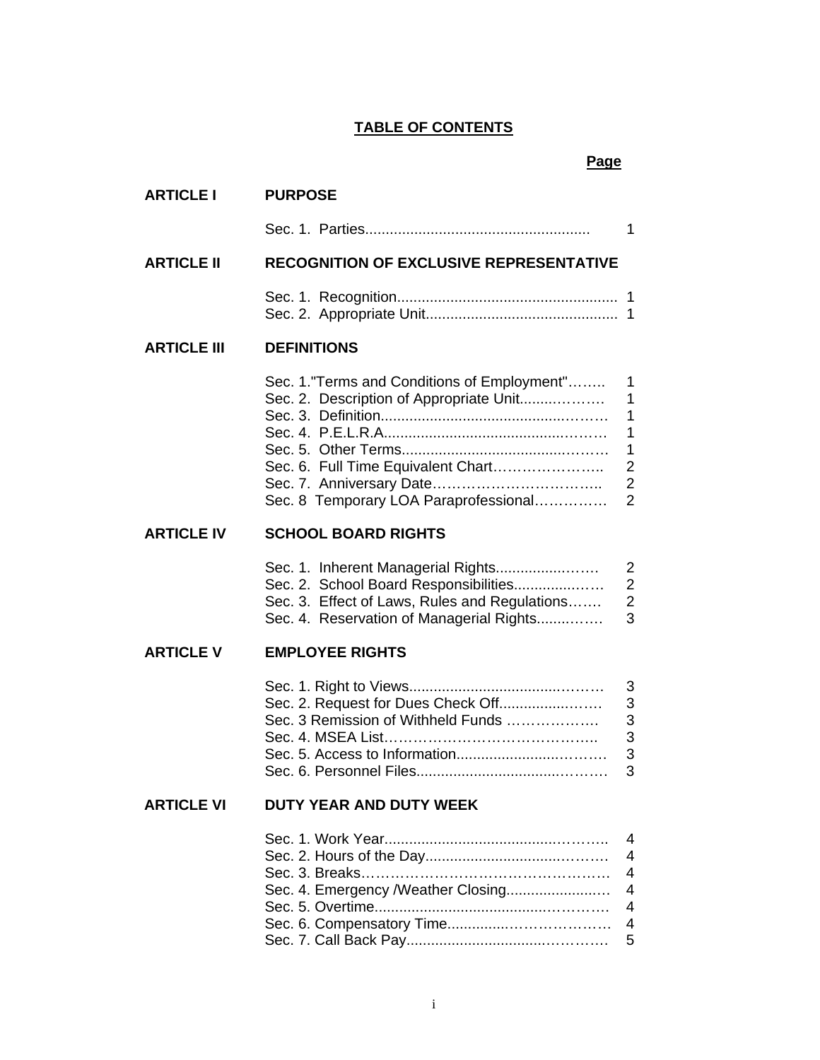# TABLE OF CONTENTS

| | | Page |
|---|---|---|
| **ARTICLE I** | **PURPOSE** | |
| | Sec. 1. Parties | 1 |
| **ARTICLE II** | **RECOGNITION OF EXCLUSIVE REPRESENTATIVE** | |
| | Sec. 1. Recognition | 1 |
| | Sec. 2. Appropriate Unit | 1 |
| **ARTICLE III** | **DEFINITIONS** | |
| | Sec. 1."Terms and Conditions of Employment" | 1 |
| | Sec. 2. Description of Appropriate Unit | 1 |
| | Sec. 3. Definition | 1 |
| | Sec. 4. P.E.L.R.A. | 1 |
| | Sec. 5. Other Terms | 1 |
| | Sec. 6. Full Time Equivalent Chart | 2 |
| | Sec. 7. Anniversary Date | 2 |
| | Sec. 8 Temporary LOA Paraprofessional | 2 |
| **ARTICLE IV** | **SCHOOL BOARD RIGHTS** | |
| | Sec. 1. Inherent Managerial Rights | 2 |
| | Sec. 2. School Board Responsibilities | 2 |
| | Sec. 3. Effect of Laws, Rules and Regulations | 2 |
| | Sec. 4. Reservation of Managerial Rights | 3 |
| **ARTICLE V** | **EMPLOYEE RIGHTS** | |
| | Sec. 1. Right to Views | 3 |
| | Sec. 2. Request for Dues Check Off | 3 |
| | Sec. 3 Remission of Withheld Funds | 3 |
| | Sec. 4. MSEA List | 3 |
| | Sec. 5. Access to Information | 3 |
| | Sec. 6. Personnel Files | 3 |
| **ARTICLE VI** | **DUTY YEAR AND DUTY WEEK** | |
| | Sec. 1. Work Year | 4 |
| | Sec. 2. Hours of the Day | 4 |
| | Sec. 3. Breaks | 4 |
| | Sec. 4. Emergency /Weather Closing | 4 |
| | Sec. 5. Overtime | 4 |
| | Sec. 6. Compensatory Time | 4 |
| | Sec. 7. Call Back Pay | 5 |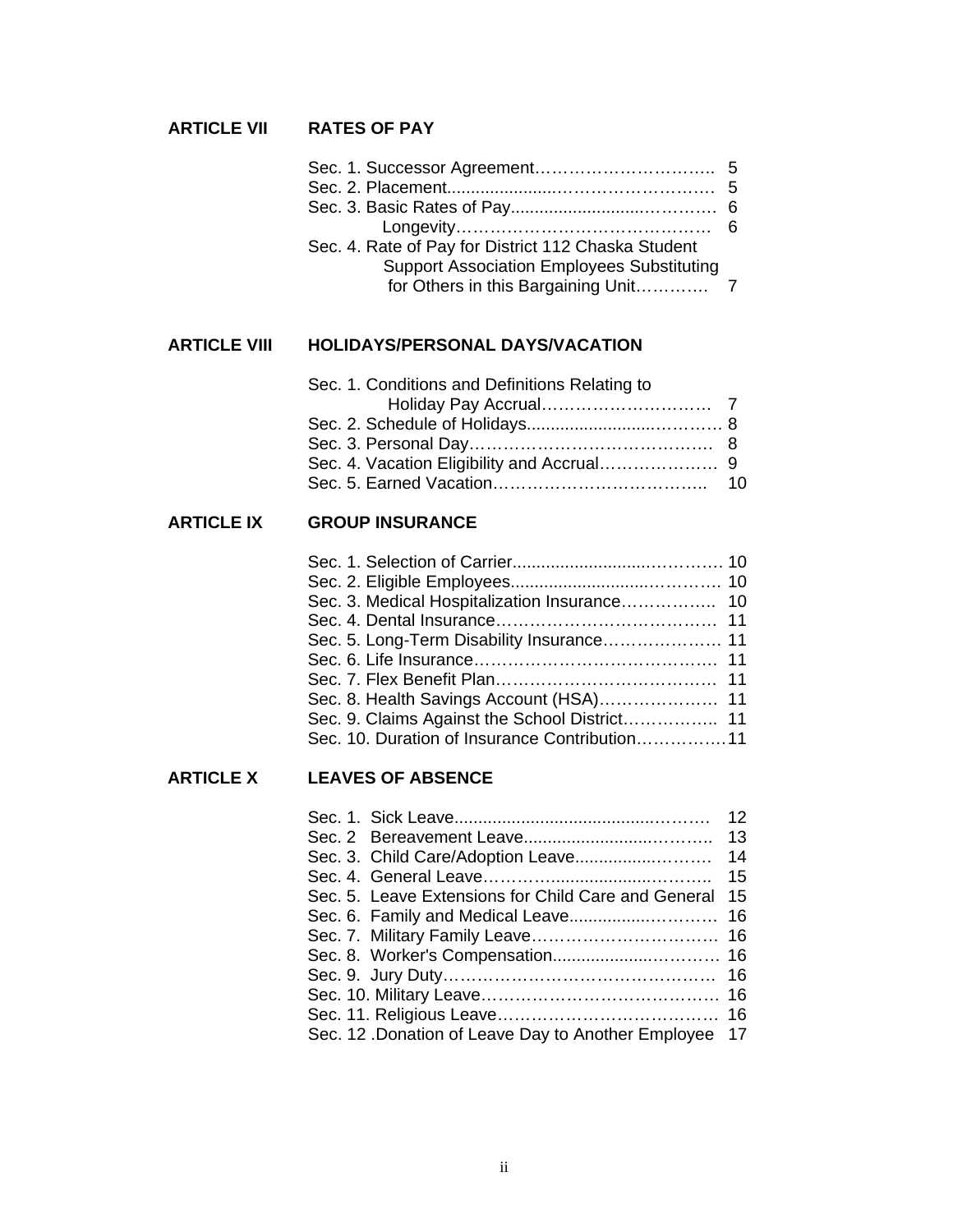| | | |
|---|---|---|
| **ARTICLE VII** | **RATES OF PAY** | |
| | Sec. 1. Successor Agreement | 5 |
| | Sec. 2. Placement | 5 |
| | Sec. 3. Basic Rates of Pay | 6 |
| | Longevity | 6 |
| | Sec. 4. Rate of Pay for District 112 Chaska Student Support Association Employees Substituting for Others in this Bargaining Unit | 7 |
| **ARTICLE VIII** | **HOLIDAYS/PERSONAL DAYS/VACATION** | |
| | Sec. 1. Conditions and Definitions Relating to Holiday Pay Accrual | 7 |
| | Sec. 2. Schedule of Holidays | 8 |
| | Sec. 3. Personal Day | 8 |
| | Sec. 4. Vacation Eligibility and Accrual | 9 |
| | Sec. 5. Earned Vacation | 10 |
| **ARTICLE IX** | **GROUP INSURANCE** | |
| | Sec. 1. Selection of Carrier | 10 |
| | Sec. 2. Eligible Employees | 10 |
| | Sec. 3. Medical Hospitalization Insurance | 10 |
| | Sec. 4. Dental Insurance | 11 |
| | Sec. 5. Long-Term Disability Insurance | 11 |
| | Sec. 6. Life Insurance | 11 |
| | Sec. 7. Flex Benefit Plan | 11 |
| | Sec. 8. Health Savings Account (HSA) | 11 |
| | Sec. 9. Claims Against the School District | 11 |
| | Sec. 10. Duration of Insurance Contribution | 11 |
| **ARTICLE X** | **LEAVES OF ABSENCE** | |
| | Sec. 1. Sick Leave | 12 |
| | Sec. 2 Bereavement Leave | 13 |
| | Sec. 3. Child Care/Adoption Leave | 14 |
| | Sec. 4. General Leave | 15 |
| | Sec. 5. Leave Extensions for Child Care and General | 15 |
| | Sec. 6. Family and Medical Leave | 16 |
| | Sec. 7. Military Family Leave | 16 |
| | Sec. 8. Worker's Compensation | 16 |
| | Sec. 9. Jury Duty | 16 |
| | Sec. 10. Military Leave | 16 |
| | Sec. 11. Religious Leave | 16 |
| | Sec. 12 .Donation of Leave Day to Another Employee | 17 |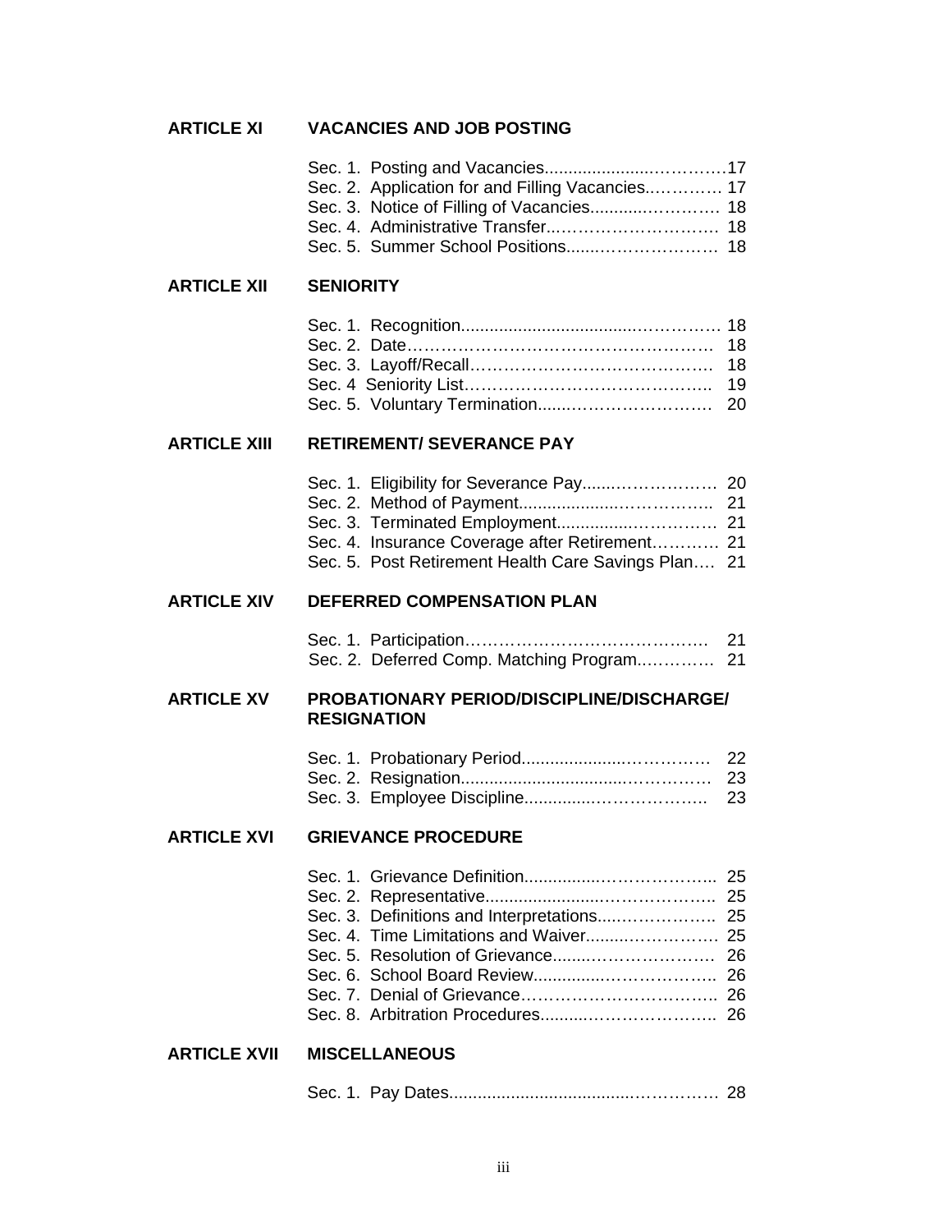**ARTICLE XI VACANCIES AND JOB POSTING**

Sec. 1. Posting and Vacancies....................................17
Sec. 2. Application for and Filling Vacancies.............. 17
Sec. 3. Notice of Filling of Vacancies........................ 18
Sec. 4. Administrative Transfer.................................. 18
Sec. 5. Summer School Positions............................. 18

**ARTICLE XII SENIORITY**

Sec. 1. Recognition.................................................... 18
Sec. 2. Date................................................................ 18
Sec. 3. Layoff/Recall................................................... 18
Sec. 4 Seniority List.................................................... 19
Sec. 5. Voluntary Termination.................................... 20

**ARTICLE XIII RETIREMENT/ SEVERANCE PAY**

Sec. 1. Eligibility for Severance Pay.......................... 20
Sec. 2. Method of Payment........................................ 21
Sec. 3. Terminated Employment.................................. 21
Sec. 4. Insurance Coverage after Retirement............ 21
Sec. 5. Post Retirement Health Care Savings Plan.... 21

**ARTICLE XIV DEFERRED COMPENSATION PLAN**

Sec. 1. Participation..................................................... 21
Sec. 2. Deferred Comp. Matching Program.............. 21

**ARTICLE XV PROBATIONARY PERIOD/DISCIPLINE/DISCHARGE/ RESIGNATION**

Sec. 1. Probationary Period......................................... 22
Sec. 2. Resignation..................................................... 23
Sec. 3. Employee Discipline........................................ 23

**ARTICLE XVI GRIEVANCE PROCEDURE**

Sec. 1. Grievance Definition........................................ 25
Sec. 2. Representative................................................ 25
Sec. 3. Definitions and Interpretations........................ 25
Sec. 4. Time Limitations and Waiver........................... 25
Sec. 5. Resolution of Grievance.................................. 26
Sec. 6. School Board Review...................................... 26
Sec. 7. Denial of Grievance.......................................... 26
Sec. 8. Arbitration Procedures..................................... 26

**ARTICLE XVII MISCELLANEOUS**

Sec. 1. Pay Dates........................................................ 28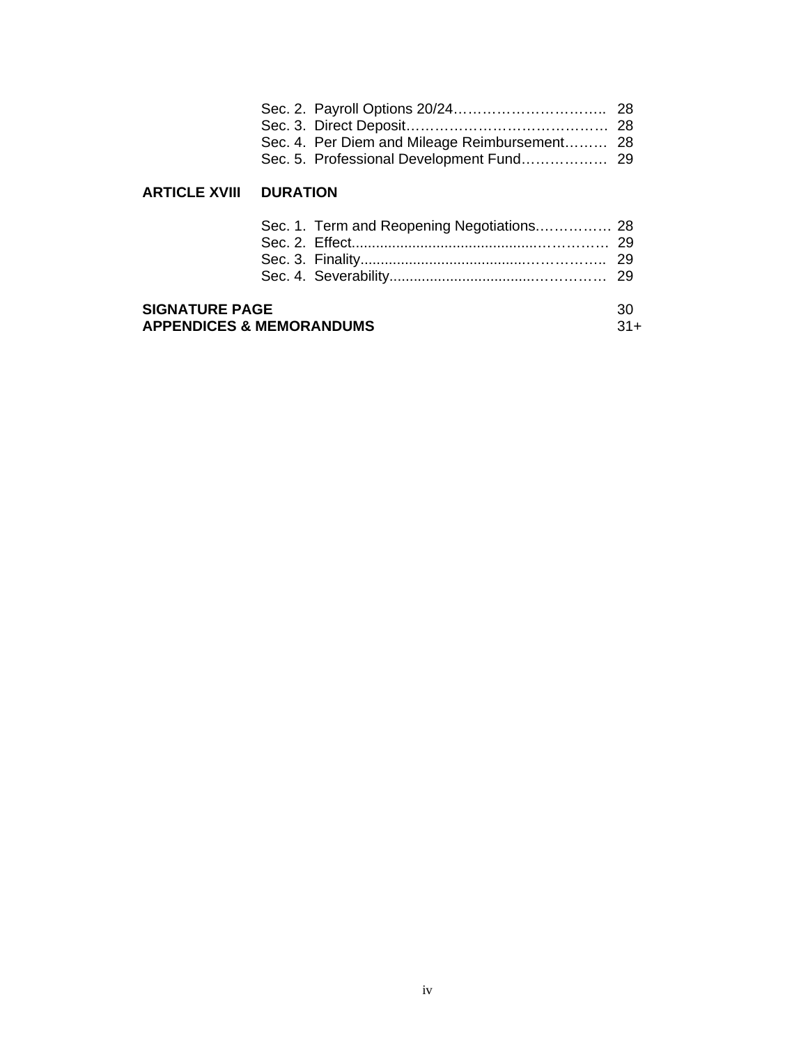Sec. 2. Payroll Options 20/24 ........ 28
Sec. 3. Direct Deposit ........ 28
Sec. 4. Per Diem and Mileage Reimbursement ........ 28
Sec. 5. Professional Development Fund ........ 29

**ARTICLE XVIII DURATION**

Sec. 1. Term and Reopening Negotiations ........ 28
Sec. 2. Effect ........ 29
Sec. 3. Finality ........ 29
Sec. 4. Severability ........ 29

**SIGNATURE PAGE** 30
**APPENDICES & MEMORANDUMS** 31+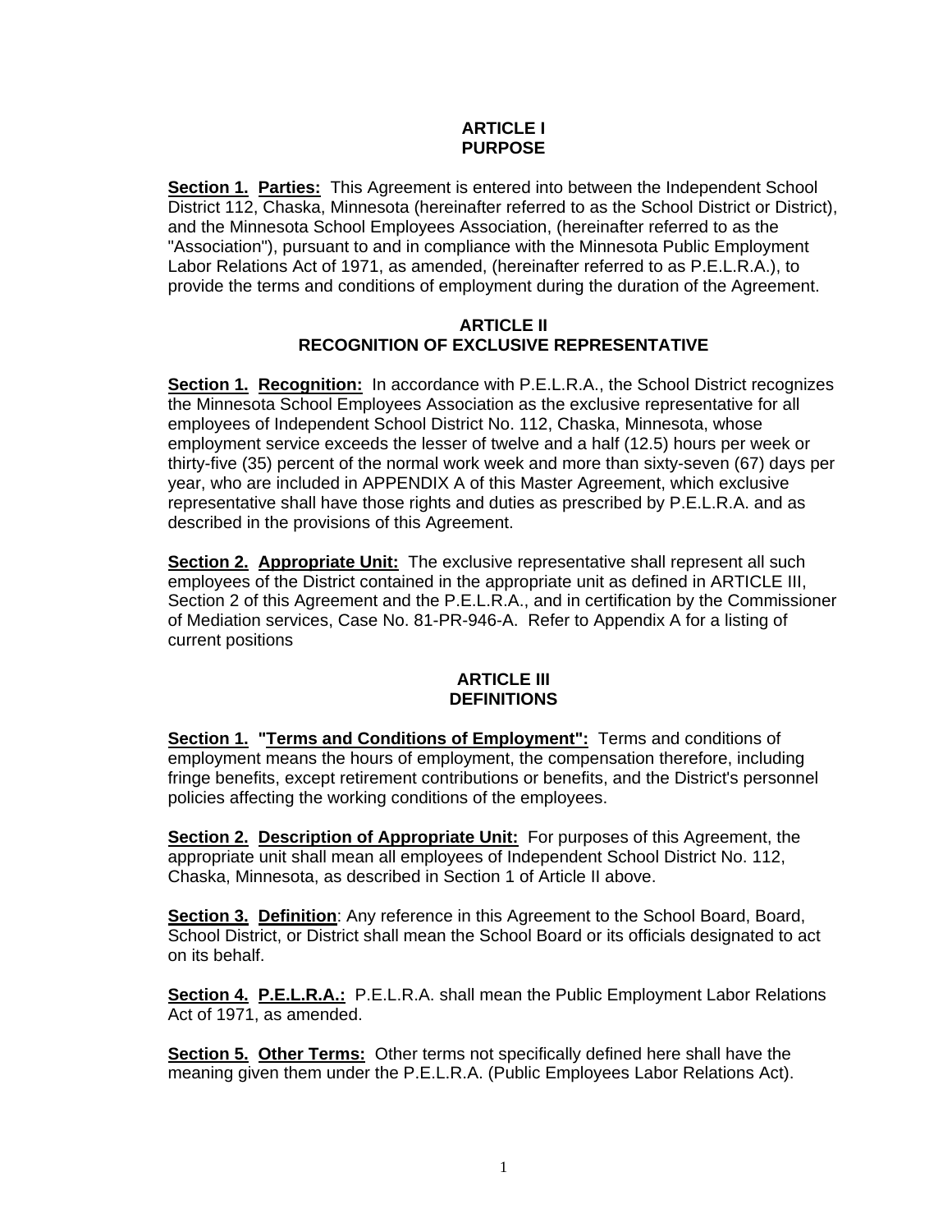## ARTICLE I
## PURPOSE

**<u>Section 1.</u> <u>Parties:</u>** This Agreement is entered into between the Independent School District 112, Chaska, Minnesota (hereinafter referred to as the School District or District), and the Minnesota School Employees Association, (hereinafter referred to as the "Association"), pursuant to and in compliance with the Minnesota Public Employment Labor Relations Act of 1971, as amended, (hereinafter referred to as P.E.L.R.A.), to provide the terms and conditions of employment during the duration of the Agreement.

## ARTICLE II
## RECOGNITION OF EXCLUSIVE REPRESENTATIVE

**<u>Section 1.</u> <u>Recognition:</u>** In accordance with P.E.L.R.A., the School District recognizes the Minnesota School Employees Association as the exclusive representative for all employees of Independent School District No. 112, Chaska, Minnesota, whose employment service exceeds the lesser of twelve and a half (12.5) hours per week or thirty-five (35) percent of the normal work week and more than sixty-seven (67) days per year, who are included in APPENDIX A of this Master Agreement, which exclusive representative shall have those rights and duties as prescribed by P.E.L.R.A. and as described in the provisions of this Agreement.

**<u>Section 2.</u> <u>Appropriate Unit:</u>** The exclusive representative shall represent all such employees of the District contained in the appropriate unit as defined in ARTICLE III, Section 2 of this Agreement and the P.E.L.R.A., and in certification by the Commissioner of Mediation services, Case No. 81-PR-946-A. Refer to Appendix A for a listing of current positions

## ARTICLE III
## DEFINITIONS

**<u>Section 1.</u> <u>"Terms and Conditions of Employment":</u>** Terms and conditions of employment means the hours of employment, the compensation therefore, including fringe benefits, except retirement contributions or benefits, and the District's personnel policies affecting the working conditions of the employees.

**<u>Section 2.</u> <u>Description of Appropriate Unit:</u>** For purposes of this Agreement, the appropriate unit shall mean all employees of Independent School District No. 112, Chaska, Minnesota, as described in Section 1 of Article II above.

**<u>Section 3.</u> <u>Definition</u>**: Any reference in this Agreement to the School Board, Board, School District, or District shall mean the School Board or its officials designated to act on its behalf.

**<u>Section 4.</u> <u>P.E.L.R.A.:</u>** P.E.L.R.A. shall mean the Public Employment Labor Relations Act of 1971, as amended.

**<u>Section 5.</u> <u>Other Terms:</u>** Other terms not specifically defined here shall have the meaning given them under the P.E.L.R.A. (Public Employees Labor Relations Act).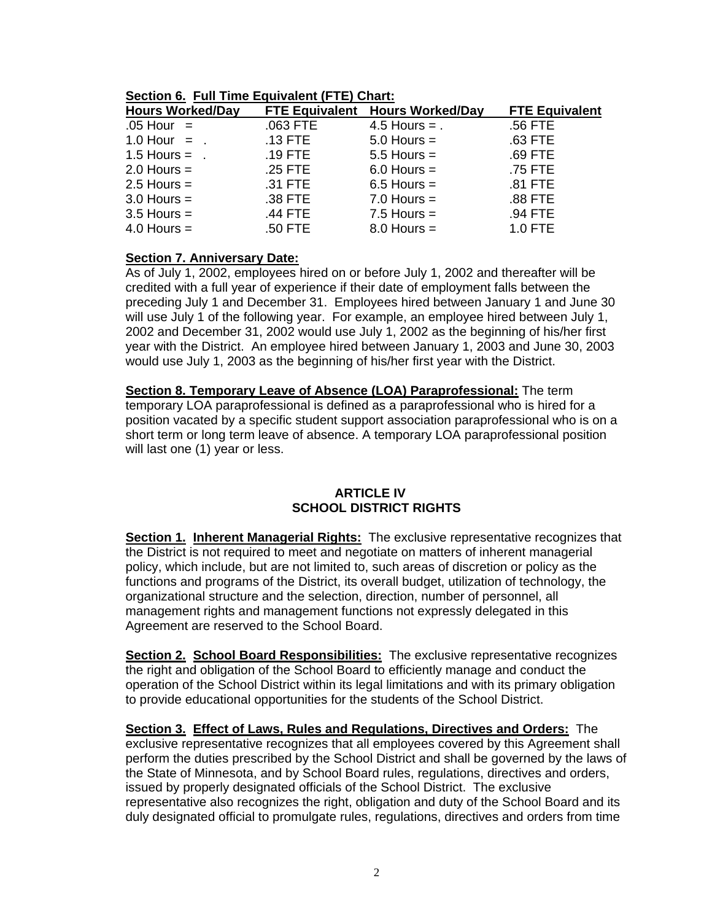**Section 6. Full Time Equivalent (FTE) Chart:**

| Hours Worked/Day | FTE Equivalent | Hours Worked/Day | FTE Equivalent |
|---|---|---|---|
| .05 Hour = | .063 FTE | 4.5 Hours = . | .56 FTE |
| 1.0 Hour = . | .13 FTE | 5.0 Hours = | .63 FTE |
| 1.5 Hours = . | .19 FTE | 5.5 Hours = | .69 FTE |
| 2.0 Hours = | .25 FTE | 6.0 Hours = | .75 FTE |
| 2.5 Hours = | .31 FTE | 6.5 Hours = | .81 FTE |
| 3.0 Hours = | .38 FTE | 7.0 Hours = | .88 FTE |
| 3.5 Hours = | .44 FTE | 7.5 Hours = | .94 FTE |
| 4.0 Hours = | .50 FTE | 8.0 Hours = | 1.0 FTE |

**Section 7. Anniversary Date:**

As of July 1, 2002, employees hired on or before July 1, 2002 and thereafter will be credited with a full year of experience if their date of employment falls between the preceding July 1 and December 31. Employees hired between January 1 and June 30 will use July 1 of the following year. For example, an employee hired between July 1, 2002 and December 31, 2002 would use July 1, 2002 as the beginning of his/her first year with the District. An employee hired between January 1, 2003 and June 30, 2003 would use July 1, 2003 as the beginning of his/her first year with the District.

**Section 8. Temporary Leave of Absence (LOA) Paraprofessional:** The term temporary LOA paraprofessional is defined as a paraprofessional who is hired for a position vacated by a specific student support association paraprofessional who is on a short term or long term leave of absence. A temporary LOA paraprofessional position will last one (1) year or less.

## ARTICLE IV
## SCHOOL DISTRICT RIGHTS

**Section 1. Inherent Managerial Rights:** The exclusive representative recognizes that the District is not required to meet and negotiate on matters of inherent managerial policy, which include, but are not limited to, such areas of discretion or policy as the functions and programs of the District, its overall budget, utilization of technology, the organizational structure and the selection, direction, number of personnel, all management rights and management functions not expressly delegated in this Agreement are reserved to the School Board.

**Section 2. School Board Responsibilities:** The exclusive representative recognizes the right and obligation of the School Board to efficiently manage and conduct the operation of the School District within its legal limitations and with its primary obligation to provide educational opportunities for the students of the School District.

**Section 3. Effect of Laws, Rules and Regulations, Directives and Orders:** The exclusive representative recognizes that all employees covered by this Agreement shall perform the duties prescribed by the School District and shall be governed by the laws of the State of Minnesota, and by School Board rules, regulations, directives and orders, issued by properly designated officials of the School District. The exclusive representative also recognizes the right, obligation and duty of the School Board and its duly designated official to promulgate rules, regulations, directives and orders from time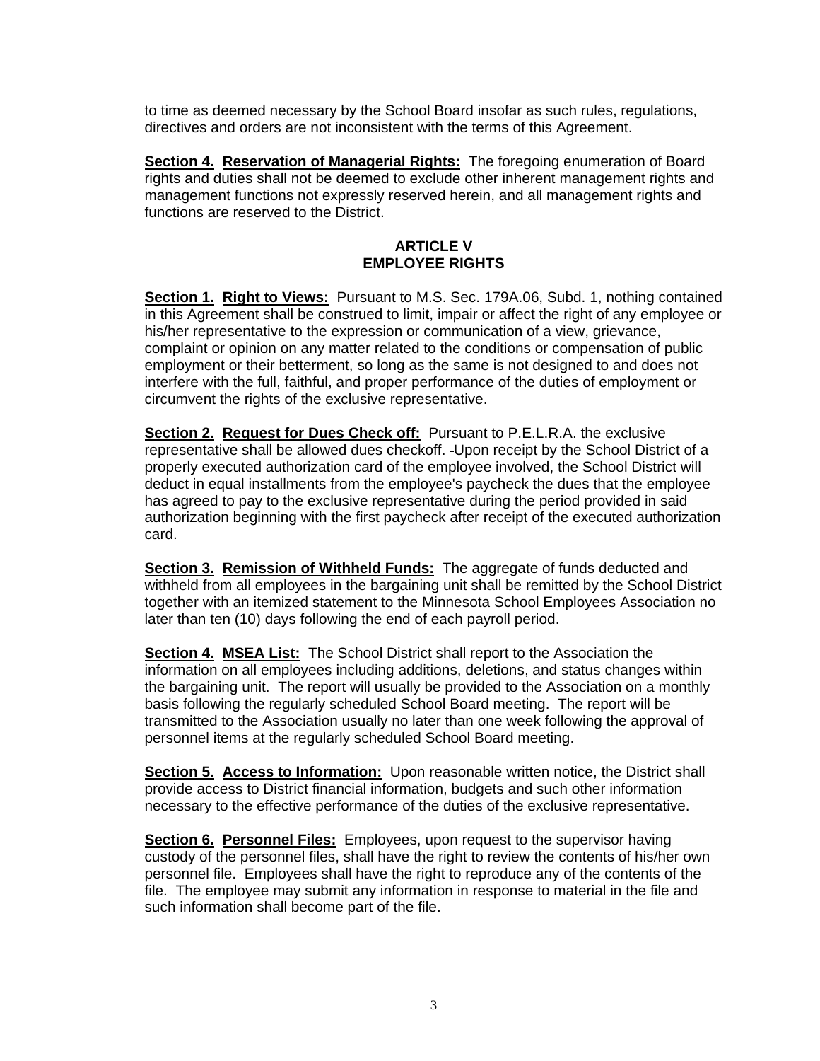to time as deemed necessary by the School Board insofar as such rules, regulations, directives and orders are not inconsistent with the terms of this Agreement.

**Section 4. Reservation of Managerial Rights:** The foregoing enumeration of Board rights and duties shall not be deemed to exclude other inherent management rights and management functions not expressly reserved herein, and all management rights and functions are reserved to the District.

## ARTICLE V
## EMPLOYEE RIGHTS

**Section 1. Right to Views:** Pursuant to M.S. Sec. 179A.06, Subd. 1, nothing contained in this Agreement shall be construed to limit, impair or affect the right of any employee or his/her representative to the expression or communication of a view, grievance, complaint or opinion on any matter related to the conditions or compensation of public employment or their betterment, so long as the same is not designed to and does not interfere with the full, faithful, and proper performance of the duties of employment or circumvent the rights of the exclusive representative.

**Section 2. Request for Dues Check off:** Pursuant to P.E.L.R.A. the exclusive representative shall be allowed dues checkoff. Upon receipt by the School District of a properly executed authorization card of the employee involved, the School District will deduct in equal installments from the employee's paycheck the dues that the employee has agreed to pay to the exclusive representative during the period provided in said authorization beginning with the first paycheck after receipt of the executed authorization card.

**Section 3. Remission of Withheld Funds:** The aggregate of funds deducted and withheld from all employees in the bargaining unit shall be remitted by the School District together with an itemized statement to the Minnesota School Employees Association no later than ten (10) days following the end of each payroll period.

**Section 4. MSEA List:** The School District shall report to the Association the information on all employees including additions, deletions, and status changes within the bargaining unit. The report will usually be provided to the Association on a monthly basis following the regularly scheduled School Board meeting. The report will be transmitted to the Association usually no later than one week following the approval of personnel items at the regularly scheduled School Board meeting.

**Section 5. Access to Information:** Upon reasonable written notice, the District shall provide access to District financial information, budgets and such other information necessary to the effective performance of the duties of the exclusive representative.

**Section 6. Personnel Files:** Employees, upon request to the supervisor having custody of the personnel files, shall have the right to review the contents of his/her own personnel file. Employees shall have the right to reproduce any of the contents of the file. The employee may submit any information in response to material in the file and such information shall become part of the file.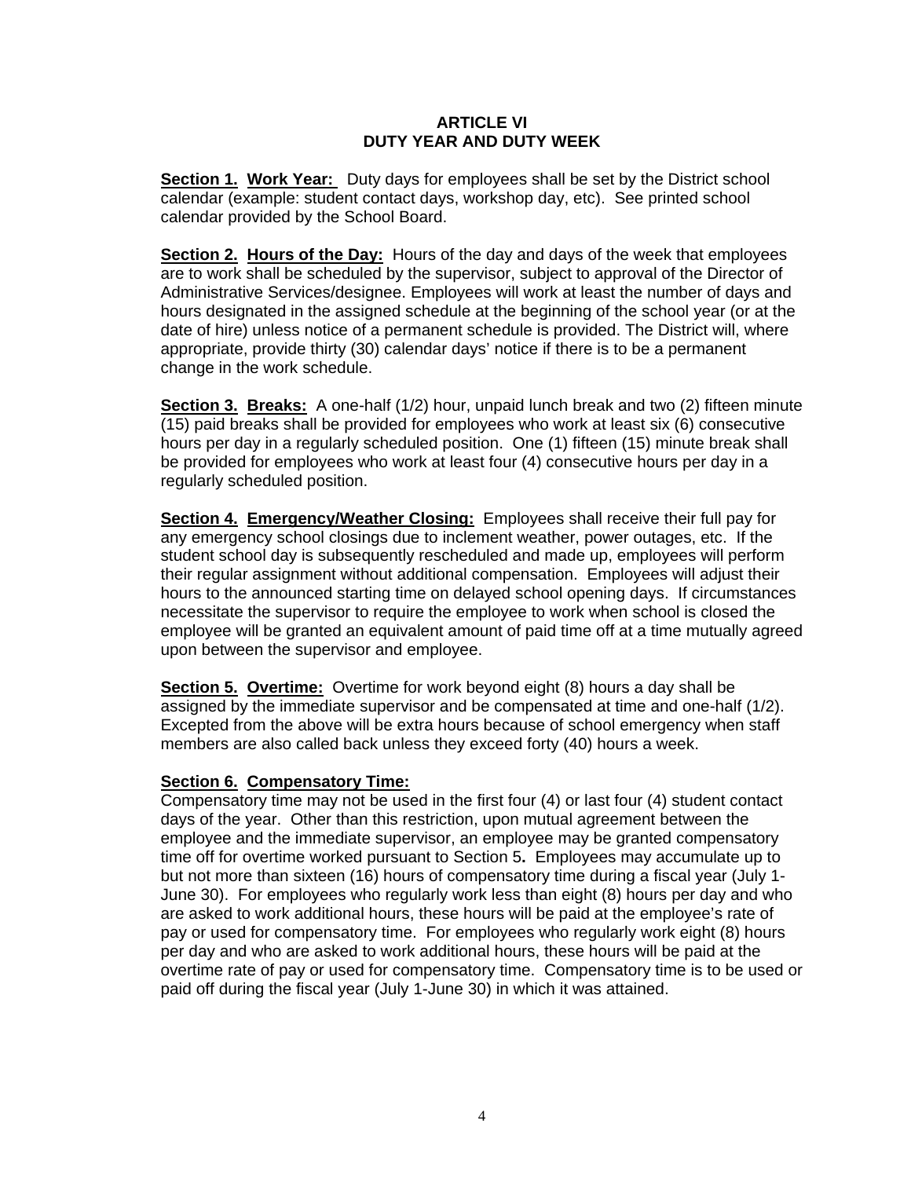# ARTICLE VI
# DUTY YEAR AND DUTY WEEK

**Section 1. Work Year:** Duty days for employees shall be set by the District school calendar (example: student contact days, workshop day, etc). See printed school calendar provided by the School Board.

**Section 2. Hours of the Day:** Hours of the day and days of the week that employees are to work shall be scheduled by the supervisor, subject to approval of the Director of Administrative Services/designee. Employees will work at least the number of days and hours designated in the assigned schedule at the beginning of the school year (or at the date of hire) unless notice of a permanent schedule is provided. The District will, where appropriate, provide thirty (30) calendar days' notice if there is to be a permanent change in the work schedule.

**Section 3. Breaks:** A one-half (1/2) hour, unpaid lunch break and two (2) fifteen minute (15) paid breaks shall be provided for employees who work at least six (6) consecutive hours per day in a regularly scheduled position. One (1) fifteen (15) minute break shall be provided for employees who work at least four (4) consecutive hours per day in a regularly scheduled position.

**Section 4. Emergency/Weather Closing:** Employees shall receive their full pay for any emergency school closings due to inclement weather, power outages, etc. If the student school day is subsequently rescheduled and made up, employees will perform their regular assignment without additional compensation. Employees will adjust their hours to the announced starting time on delayed school opening days. If circumstances necessitate the supervisor to require the employee to work when school is closed the employee will be granted an equivalent amount of paid time off at a time mutually agreed upon between the supervisor and employee.

**Section 5. Overtime:** Overtime for work beyond eight (8) hours a day shall be assigned by the immediate supervisor and be compensated at time and one-half (1/2). Excepted from the above will be extra hours because of school emergency when staff members are also called back unless they exceed forty (40) hours a week.

**Section 6. Compensatory Time:**
Compensatory time may not be used in the first four (4) or last four (4) student contact days of the year. Other than this restriction, upon mutual agreement between the employee and the immediate supervisor, an employee may be granted compensatory time off for overtime worked pursuant to Section 5**.** Employees may accumulate up to but not more than sixteen (16) hours of compensatory time during a fiscal year (July 1-June 30). For employees who regularly work less than eight (8) hours per day and who are asked to work additional hours, these hours will be paid at the employee's rate of pay or used for compensatory time. For employees who regularly work eight (8) hours per day and who are asked to work additional hours, these hours will be paid at the overtime rate of pay or used for compensatory time. Compensatory time is to be used or paid off during the fiscal year (July 1-June 30) in which it was attained.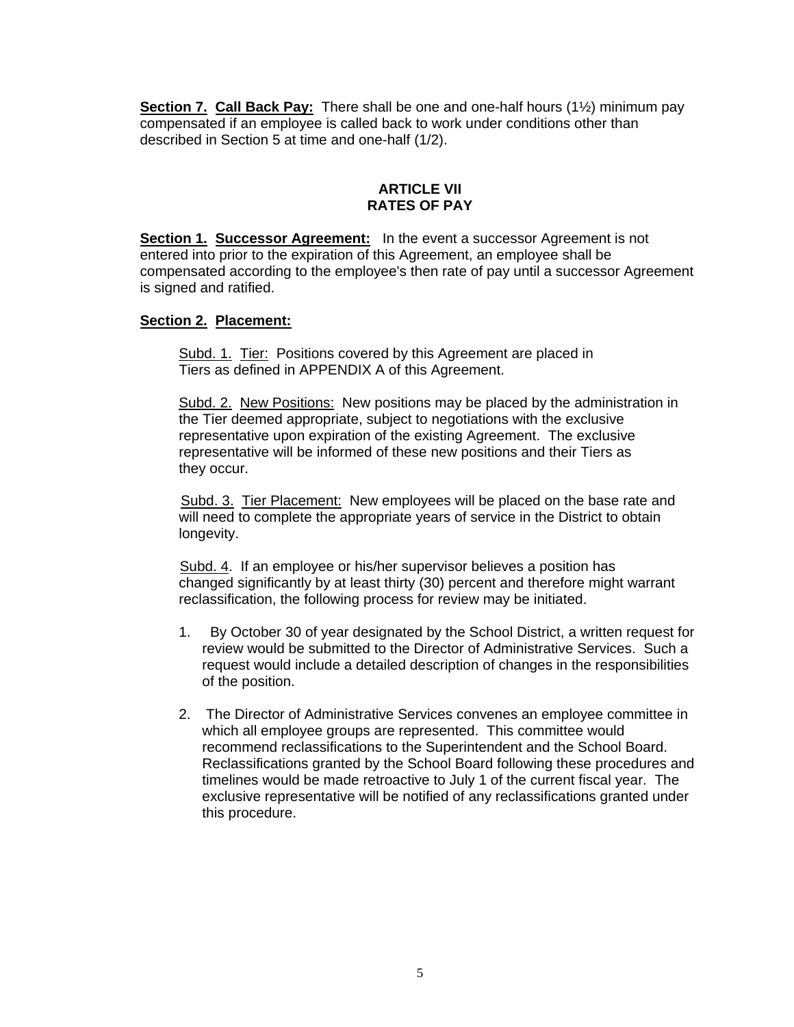**Section 7. Call Back Pay:** There shall be one and one-half hours (1½) minimum pay compensated if an employee is called back to work under conditions other than described in Section 5 at time and one-half (1/2).

## ARTICLE VII
## RATES OF PAY

**Section 1. Successor Agreement:** In the event a successor Agreement is not entered into prior to the expiration of this Agreement, an employee shall be compensated according to the employee's then rate of pay until a successor Agreement is signed and ratified.

**Section 2. Placement:**

Subd. 1. Tier: Positions covered by this Agreement are placed in Tiers as defined in APPENDIX A of this Agreement.

Subd. 2. New Positions: New positions may be placed by the administration in the Tier deemed appropriate, subject to negotiations with the exclusive representative upon expiration of the existing Agreement. The exclusive representative will be informed of these new positions and their Tiers as they occur.

Subd. 3. Tier Placement: New employees will be placed on the base rate and will need to complete the appropriate years of service in the District to obtain longevity.

Subd. 4. If an employee or his/her supervisor believes a position has changed significantly by at least thirty (30) percent and therefore might warrant reclassification, the following process for review may be initiated.

1. By October 30 of year designated by the School District, a written request for review would be submitted to the Director of Administrative Services. Such a request would include a detailed description of changes in the responsibilities of the position.

2. The Director of Administrative Services convenes an employee committee in which all employee groups are represented. This committee would recommend reclassifications to the Superintendent and the School Board. Reclassifications granted by the School Board following these procedures and timelines would be made retroactive to July 1 of the current fiscal year. The exclusive representative will be notified of any reclassifications granted under this procedure.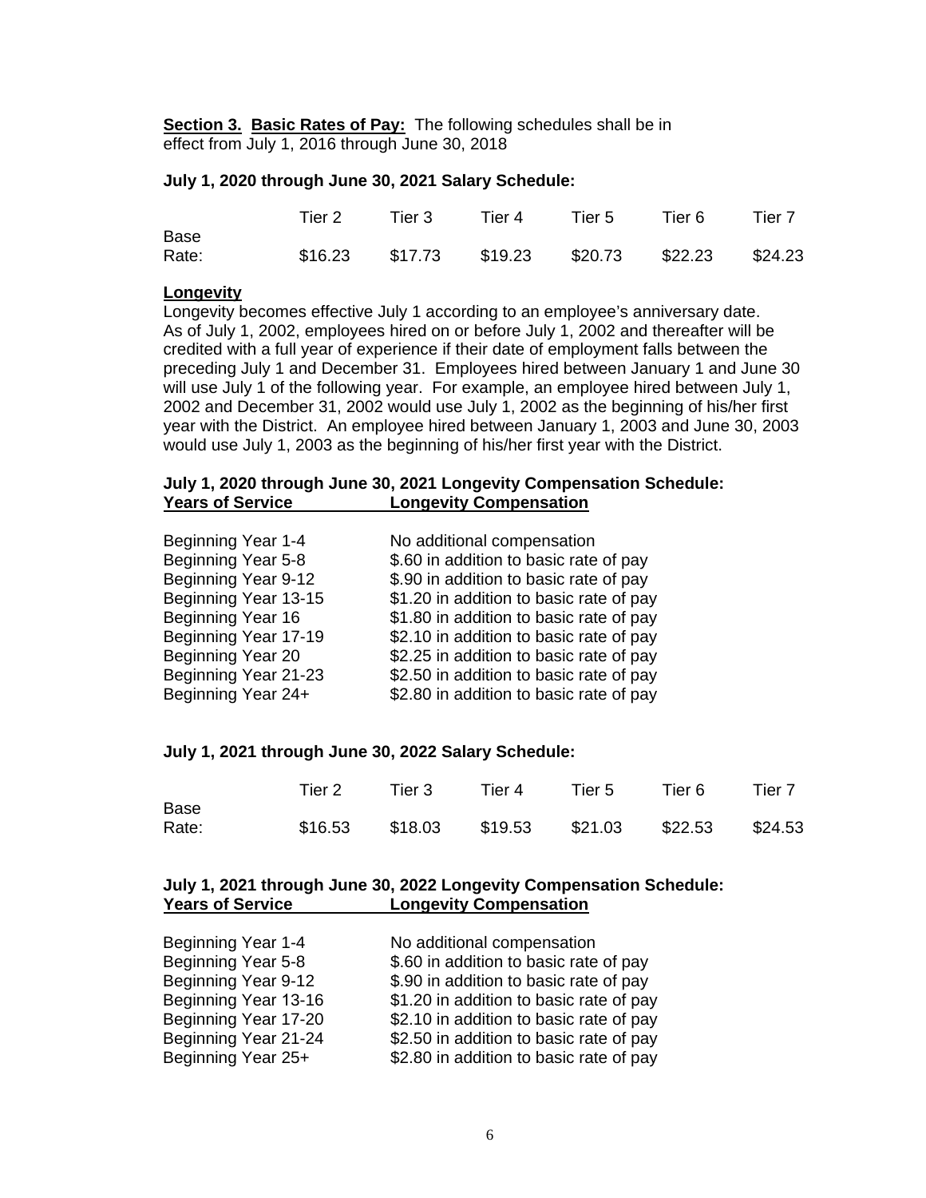**Section 3. Basic Rates of Pay:** The following schedules shall be in effect from July 1, 2016 through June 30, 2018

**July 1, 2020 through June 30, 2021 Salary Schedule:**

| | Tier 2 | Tier 3 | Tier 4 | Tier 5 | Tier 6 | Tier 7 |
|---|---|---|---|---|---|---|
| Base Rate: | $16.23 | $17.73 | $19.23 | $20.73 | $22.23 | $24.23 |

**Longevity**

Longevity becomes effective July 1 according to an employee's anniversary date. As of July 1, 2002, employees hired on or before July 1, 2002 and thereafter will be credited with a full year of experience if their date of employment falls between the preceding July 1 and December 31. Employees hired between January 1 and June 30 will use July 1 of the following year. For example, an employee hired between July 1, 2002 and December 31, 2002 would use July 1, 2002 as the beginning of his/her first year with the District. An employee hired between January 1, 2003 and June 30, 2003 would use July 1, 2003 as the beginning of his/her first year with the District.

**July 1, 2020 through June 30, 2021 Longevity Compensation Schedule:**

| Years of Service | Longevity Compensation |
|---|---|
| Beginning Year 1-4 | No additional compensation |
| Beginning Year 5-8 | $.60 in addition to basic rate of pay |
| Beginning Year 9-12 | $.90 in addition to basic rate of pay |
| Beginning Year 13-15 | $1.20 in addition to basic rate of pay |
| Beginning Year 16 | $1.80 in addition to basic rate of pay |
| Beginning Year 17-19 | $2.10 in addition to basic rate of pay |
| Beginning Year 20 | $2.25 in addition to basic rate of pay |
| Beginning Year 21-23 | $2.50 in addition to basic rate of pay |
| Beginning Year 24+ | $2.80 in addition to basic rate of pay |

**July 1, 2021 through June 30, 2022 Salary Schedule:**

| | Tier 2 | Tier 3 | Tier 4 | Tier 5 | Tier 6 | Tier 7 |
|---|---|---|---|---|---|---|
| Base Rate: | $16.53 | $18.03 | $19.53 | $21.03 | $22.53 | $24.53 |

**July 1, 2021 through June 30, 2022 Longevity Compensation Schedule:**

| Years of Service | Longevity Compensation |
|---|---|
| Beginning Year 1-4 | No additional compensation |
| Beginning Year 5-8 | $.60 in addition to basic rate of pay |
| Beginning Year 9-12 | $.90 in addition to basic rate of pay |
| Beginning Year 13-16 | $1.20 in addition to basic rate of pay |
| Beginning Year 17-20 | $2.10 in addition to basic rate of pay |
| Beginning Year 21-24 | $2.50 in addition to basic rate of pay |
| Beginning Year 25+ | $2.80 in addition to basic rate of pay |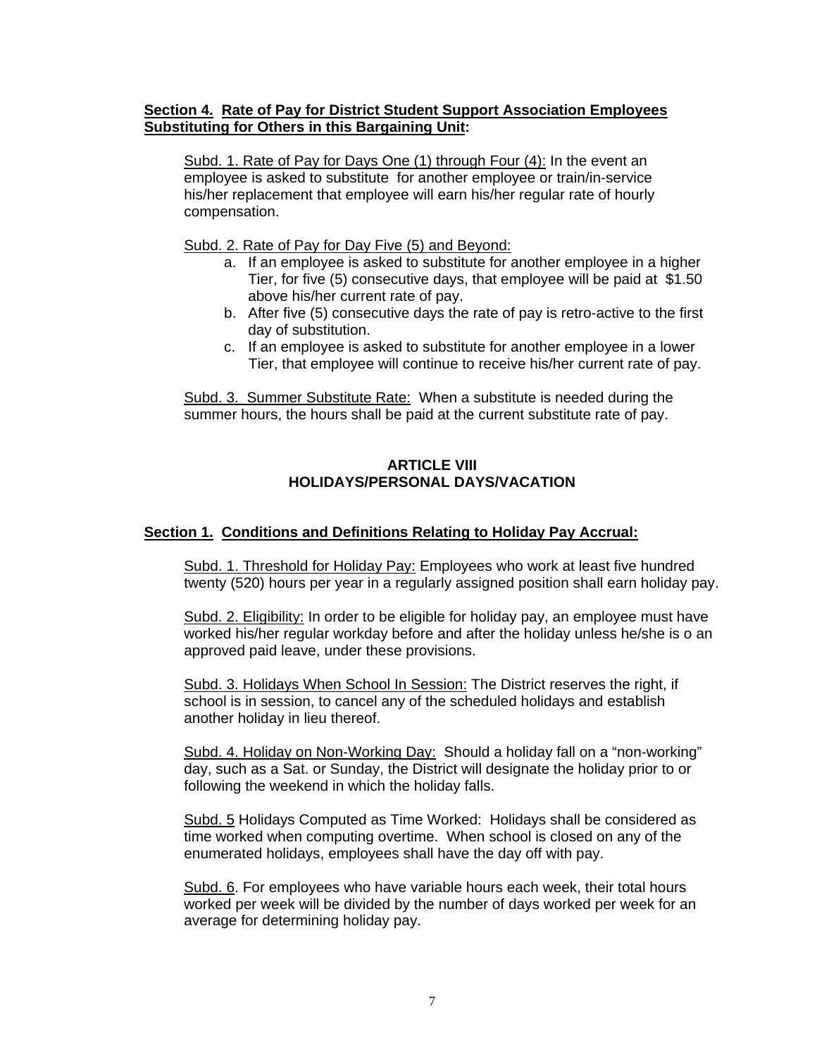**<u>Section 4. Rate of Pay for District Student Support Association Employees Substituting for Others in this Bargaining Unit</u>:**

<u>Subd. 1. Rate of Pay for Days One (1) through Four (4):</u> In the event an employee is asked to substitute for another employee or train/in-service his/her replacement that employee will earn his/her regular rate of hourly compensation.

<u>Subd. 2. Rate of Pay for Day Five (5) and Beyond:</u>

a. If an employee is asked to substitute for another employee in a higher Tier, for five (5) consecutive days, that employee will be paid at $1.50 above his/her current rate of pay.
b. After five (5) consecutive days the rate of pay is retro-active to the first day of substitution.
c. If an employee is asked to substitute for another employee in a lower Tier, that employee will continue to receive his/her current rate of pay.

<u>Subd. 3. Summer Substitute Rate:</u> When a substitute is needed during the summer hours, the hours shall be paid at the current substitute rate of pay.

## ARTICLE VIII
## HOLIDAYS/PERSONAL DAYS/VACATION

**<u>Section 1. Conditions and Definitions Relating to Holiday Pay Accrual:</u>**

<u>Subd. 1. Threshold for Holiday Pay:</u> Employees who work at least five hundred twenty (520) hours per year in a regularly assigned position shall earn holiday pay.

<u>Subd. 2. Eligibility:</u> In order to be eligible for holiday pay, an employee must have worked his/her regular workday before and after the holiday unless he/she is o an approved paid leave, under these provisions.

<u>Subd. 3. Holidays When School In Session:</u> The District reserves the right, if school is in session, to cancel any of the scheduled holidays and establish another holiday in lieu thereof.

<u>Subd. 4. Holiday on Non-Working Day:</u> Should a holiday fall on a "non-working" day, such as a Sat. or Sunday, the District will designate the holiday prior to or following the weekend in which the holiday falls.

<u>Subd. 5</u> Holidays Computed as Time Worked: Holidays shall be considered as time worked when computing overtime. When school is closed on any of the enumerated holidays, employees shall have the day off with pay.

<u>Subd. 6</u>. For employees who have variable hours each week, their total hours worked per week will be divided by the number of days worked per week for an average for determining holiday pay.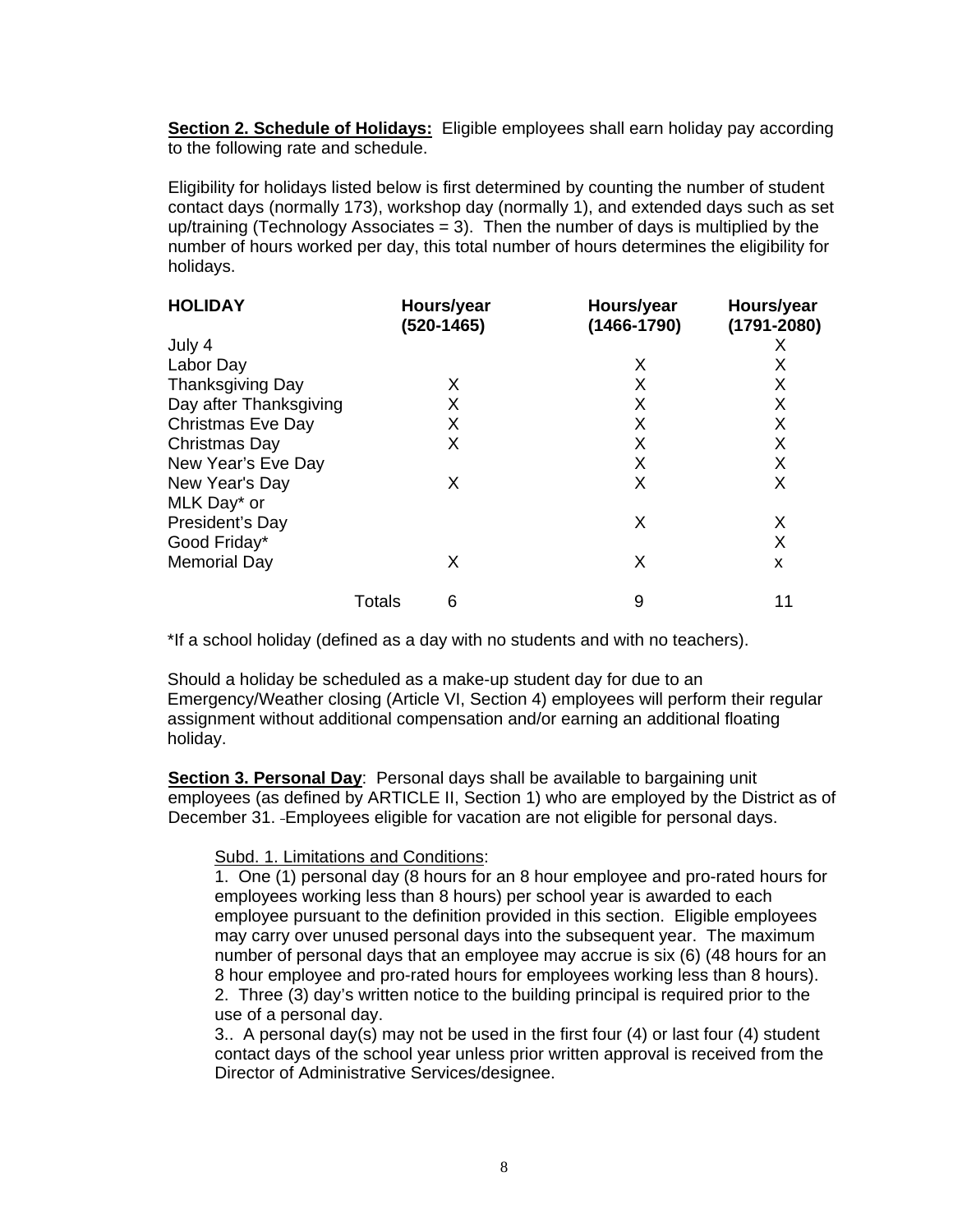**Section 2. Schedule of Holidays:** Eligible employees shall earn holiday pay according to the following rate and schedule.

Eligibility for holidays listed below is first determined by counting the number of student contact days (normally 173), workshop day (normally 1), and extended days such as set up/training (Technology Associates = 3). Then the number of days is multiplied by the number of hours worked per day, this total number of hours determines the eligibility for holidays.

| HOLIDAY | Hours/year (520-1465) | Hours/year (1466-1790) | Hours/year (1791-2080) |
|---|---|---|---|
| July 4 | | | X |
| Labor Day | | X | X |
| Thanksgiving Day | X | X | X |
| Day after Thanksgiving | X | X | X |
| Christmas Eve Day | X | X | X |
| Christmas Day | X | X | X |
| New Year's Eve Day | | X | X |
| New Year's Day | X | X | X |
| MLK Day* or President's Day | | X | X |
| Good Friday* | | | X |
| Memorial Day | X | X | x |
| Totals | 6 | 9 | 11 |

*If a school holiday (defined as a day with no students and with no teachers).

Should a holiday be scheduled as a make-up student day for due to an Emergency/Weather closing (Article VI, Section 4) employees will perform their regular assignment without additional compensation and/or earning an additional floating holiday.

**Section 3. Personal Day**: Personal days shall be available to bargaining unit employees (as defined by ARTICLE II, Section 1) who are employed by the District as of December 31. Employees eligible for vacation are not eligible for personal days.

Subd. 1. Limitations and Conditions:

1. One (1) personal day (8 hours for an 8 hour employee and pro-rated hours for employees working less than 8 hours) per school year is awarded to each employee pursuant to the definition provided in this section. Eligible employees may carry over unused personal days into the subsequent year. The maximum number of personal days that an employee may accrue is six (6) (48 hours for an 8 hour employee and pro-rated hours for employees working less than 8 hours).
2. Three (3) day's written notice to the building principal is required prior to the use of a personal day.
3. A personal day(s) may not be used in the first four (4) or last four (4) student contact days of the school year unless prior written approval is received from the Director of Administrative Services/designee.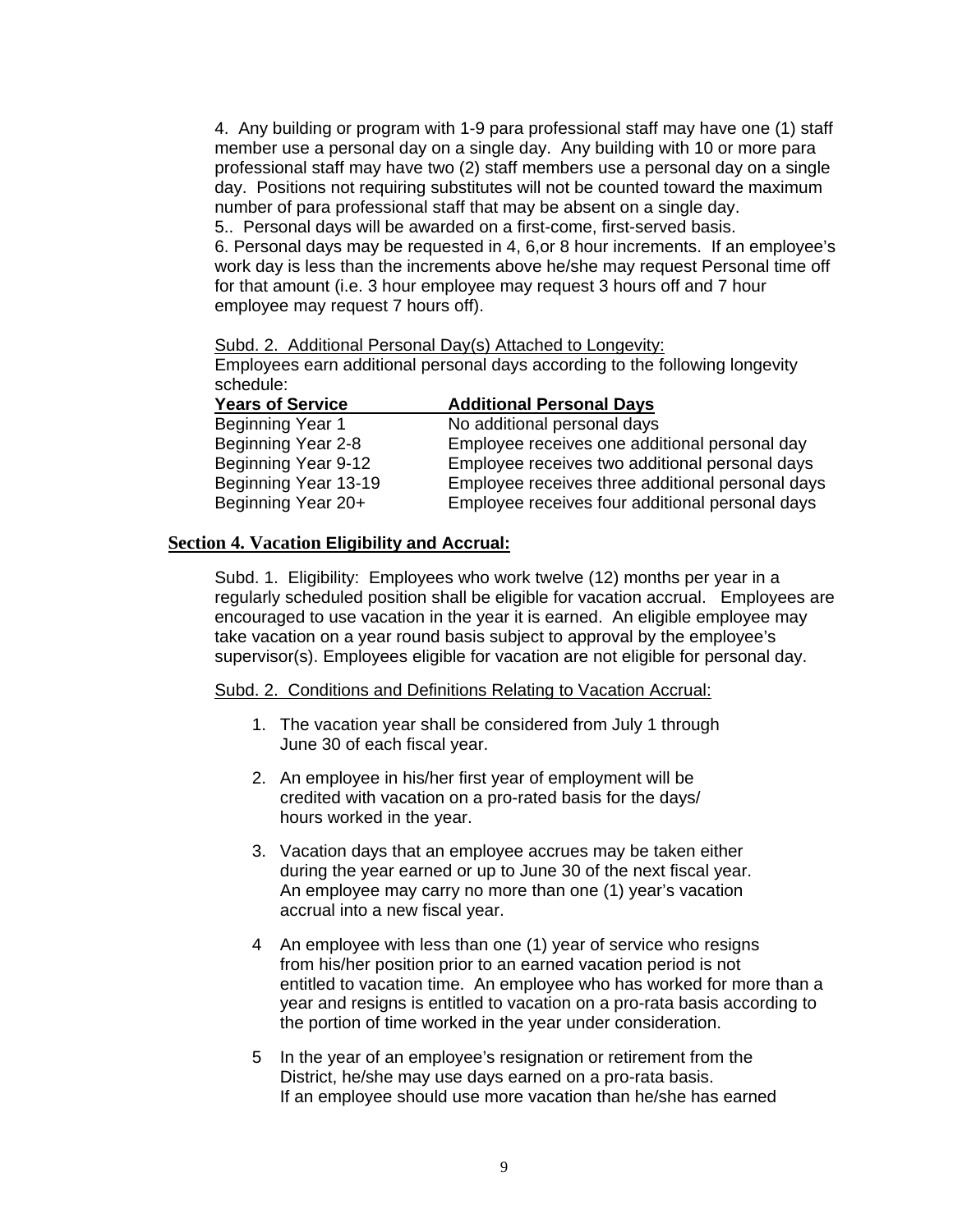4. Any building or program with 1-9 para professional staff may have one (1) staff member use a personal day on a single day. Any building with 10 or more para professional staff may have two (2) staff members use a personal day on a single day. Positions not requiring substitutes will not be counted toward the maximum number of para professional staff that may be absent on a single day.

5.. Personal days will be awarded on a first-come, first-served basis.

6. Personal days may be requested in 4, 6,or 8 hour increments. If an employee's work day is less than the increments above he/she may request Personal time off for that amount (i.e. 3 hour employee may request 3 hours off and 7 hour employee may request 7 hours off).

Subd. 2. Additional Personal Day(s) Attached to Longevity:

Employees earn additional personal days according to the following longevity schedule:

| **Years of Service** | **Additional Personal Days** |
|---|---|
| Beginning Year 1 | No additional personal days |
| Beginning Year 2-8 | Employee receives one additional personal day |
| Beginning Year 9-12 | Employee receives two additional personal days |
| Beginning Year 13-19 | Employee receives three additional personal days |
| Beginning Year 20+ | Employee receives four additional personal days |

## Section 4. Vacation Eligibility and Accrual:

Subd. 1. Eligibility: Employees who work twelve (12) months per year in a regularly scheduled position shall be eligible for vacation accrual. Employees are encouraged to use vacation in the year it is earned. An eligible employee may take vacation on a year round basis subject to approval by the employee's supervisor(s). Employees eligible for vacation are not eligible for personal day.

Subd. 2. Conditions and Definitions Relating to Vacation Accrual:

1. The vacation year shall be considered from July 1 through June 30 of each fiscal year.

2. An employee in his/her first year of employment will be credited with vacation on a pro-rated basis for the days/ hours worked in the year.

3. Vacation days that an employee accrues may be taken either during the year earned or up to June 30 of the next fiscal year. An employee may carry no more than one (1) year's vacation accrual into a new fiscal year.

4 An employee with less than one (1) year of service who resigns from his/her position prior to an earned vacation period is not entitled to vacation time. An employee who has worked for more than a year and resigns is entitled to vacation on a pro-rata basis according to the portion of time worked in the year under consideration.

5 In the year of an employee's resignation or retirement from the District, he/she may use days earned on a pro-rata basis. If an employee should use more vacation than he/she has earned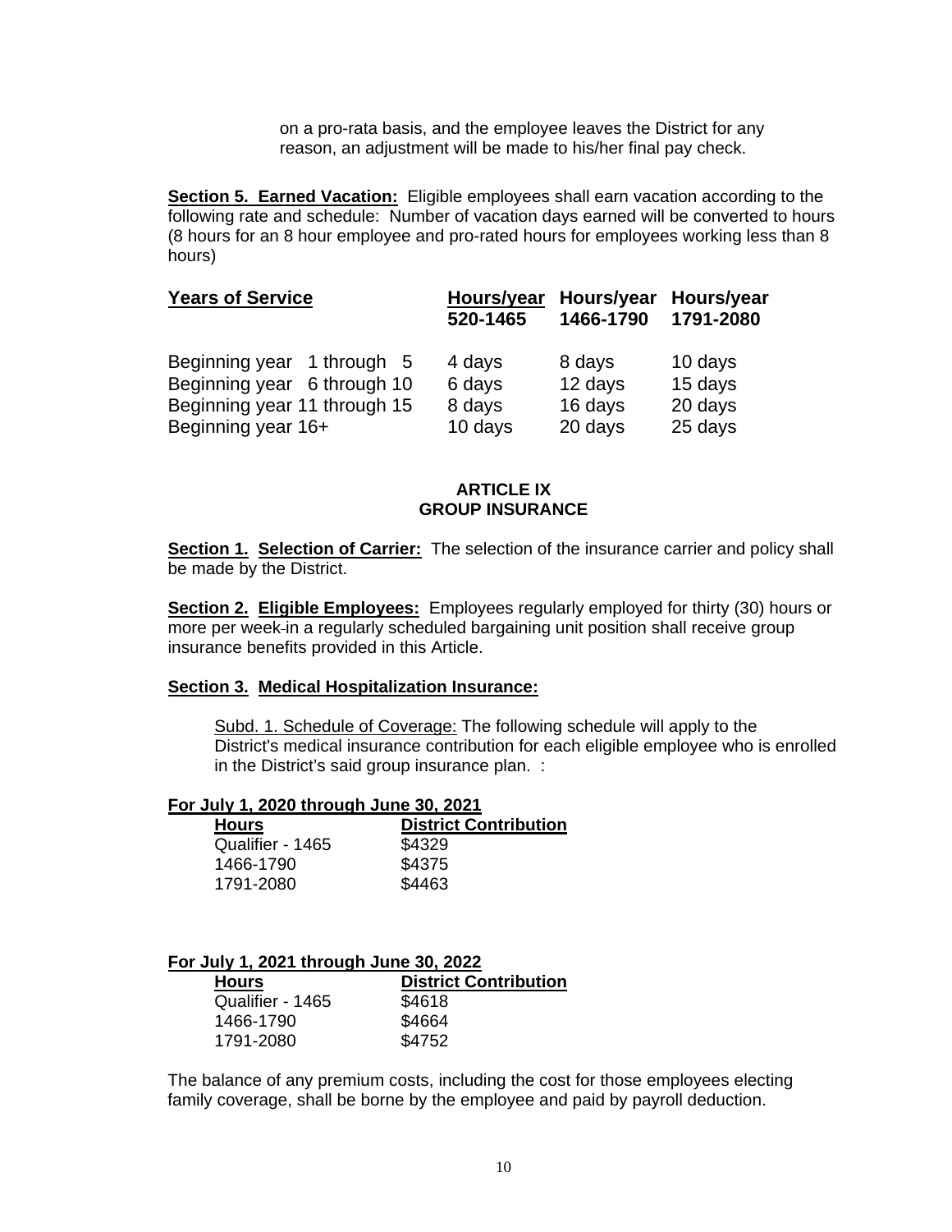on a pro-rata basis, and the employee leaves the District for any reason, an adjustment will be made to his/her final pay check.

**Section 5. Earned Vacation:** Eligible employees shall earn vacation according to the following rate and schedule: Number of vacation days earned will be converted to hours (8 hours for an 8 hour employee and pro-rated hours for employees working less than 8 hours)

| Years of Service | Hours/year 520-1465 | Hours/year 1466-1790 | Hours/year 1791-2080 |
|---|---|---|---|
| Beginning year 1 through 5 | 4 days | 8 days | 10 days |
| Beginning year 6 through 10 | 6 days | 12 days | 15 days |
| Beginning year 11 through 15 | 8 days | 16 days | 20 days |
| Beginning year 16+ | 10 days | 20 days | 25 days |

## ARTICLE IX
## GROUP INSURANCE

**Section 1. Selection of Carrier:** The selection of the insurance carrier and policy shall be made by the District.

**Section 2. Eligible Employees:** Employees regularly employed for thirty (30) hours or more per week in a regularly scheduled bargaining unit position shall receive group insurance benefits provided in this Article.

**Section 3. Medical Hospitalization Insurance:**

Subd. 1. Schedule of Coverage: The following schedule will apply to the District's medical insurance contribution for each eligible employee who is enrolled in the District's said group insurance plan. :

**For July 1, 2020 through June 30, 2021**

| Hours | District Contribution |
|---|---|
| Qualifier - 1465 | $4329 |
| 1466-1790 | $4375 |
| 1791-2080 | $4463 |

**For July 1, 2021 through June 30, 2022**

| Hours | District Contribution |
|---|---|
| Qualifier - 1465 | $4618 |
| 1466-1790 | $4664 |
| 1791-2080 | $4752 |

The balance of any premium costs, including the cost for those employees electing family coverage, shall be borne by the employee and paid by payroll deduction.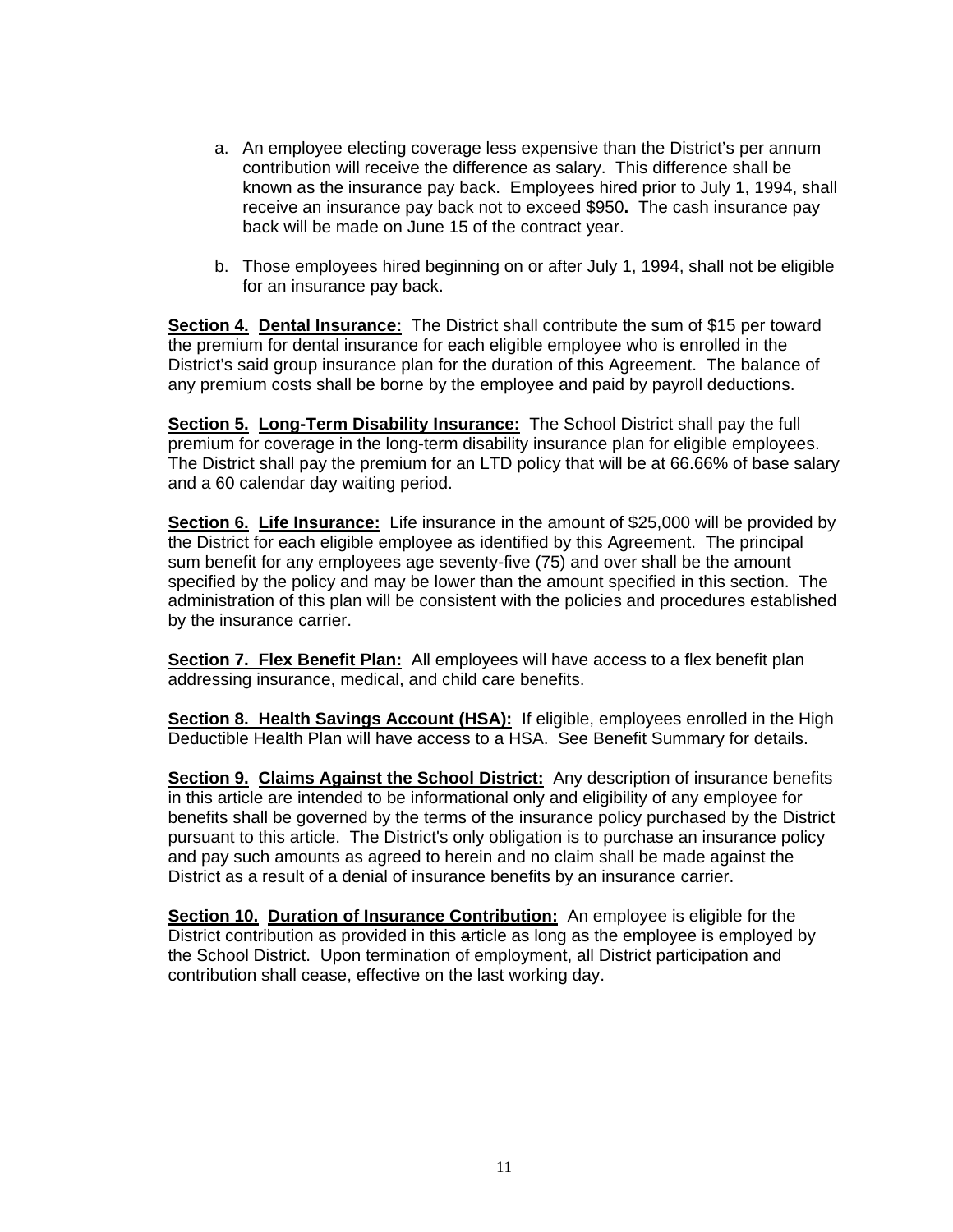a. An employee electing coverage less expensive than the District's per annum contribution will receive the difference as salary. This difference shall be known as the insurance pay back. Employees hired prior to July 1, 1994, shall receive an insurance pay back not to exceed $950**.** The cash insurance pay back will be made on June 15 of the contract year.

b. Those employees hired beginning on or after July 1, 1994, shall not be eligible for an insurance pay back.

**Section 4. Dental Insurance:** The District shall contribute the sum of $15 per toward the premium for dental insurance for each eligible employee who is enrolled in the District's said group insurance plan for the duration of this Agreement. The balance of any premium costs shall be borne by the employee and paid by payroll deductions.

**Section 5. Long-Term Disability Insurance:** The School District shall pay the full premium for coverage in the long-term disability insurance plan for eligible employees. The District shall pay the premium for an LTD policy that will be at 66.66% of base salary and a 60 calendar day waiting period.

**Section 6. Life Insurance:** Life insurance in the amount of $25,000 will be provided by the District for each eligible employee as identified by this Agreement. The principal sum benefit for any employees age seventy-five (75) and over shall be the amount specified by the policy and may be lower than the amount specified in this section. The administration of this plan will be consistent with the policies and procedures established by the insurance carrier.

**Section 7. Flex Benefit Plan:** All employees will have access to a flex benefit plan addressing insurance, medical, and child care benefits.

**Section 8. Health Savings Account (HSA):** If eligible, employees enrolled in the High Deductible Health Plan will have access to a HSA. See Benefit Summary for details.

**Section 9. Claims Against the School District:** Any description of insurance benefits in this article are intended to be informational only and eligibility of any employee for benefits shall be governed by the terms of the insurance policy purchased by the District pursuant to this article. The District's only obligation is to purchase an insurance policy and pay such amounts as agreed to herein and no claim shall be made against the District as a result of a denial of insurance benefits by an insurance carrier.

**Section 10. Duration of Insurance Contribution:** An employee is eligible for the District contribution as provided in this article as long as the employee is employed by the School District. Upon termination of employment, all District participation and contribution shall cease, effective on the last working day.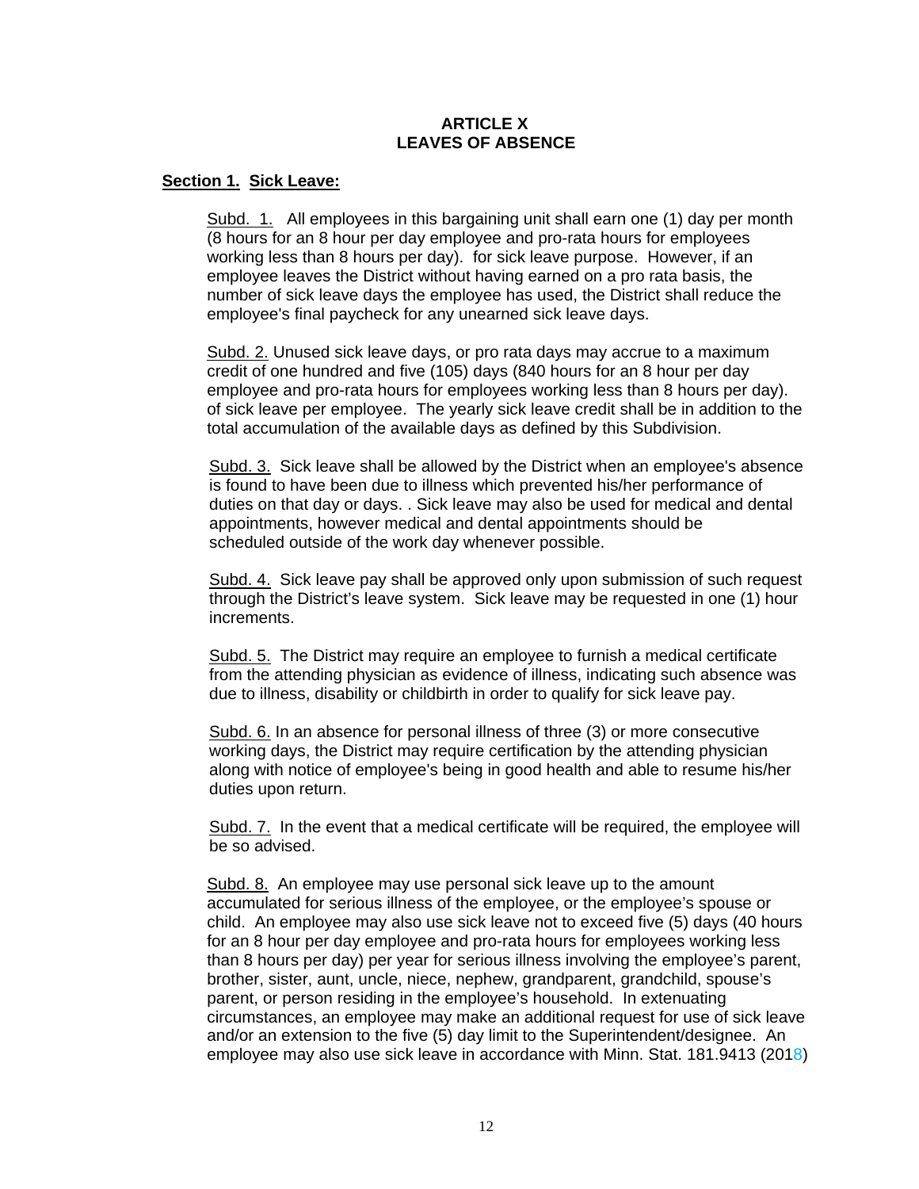## ARTICLE X
## LEAVES OF ABSENCE

**Section 1. Sick Leave:**

Subd. 1. All employees in this bargaining unit shall earn one (1) day per month (8 hours for an 8 hour per day employee and pro-rata hours for employees working less than 8 hours per day). for sick leave purpose. However, if an employee leaves the District without having earned on a pro rata basis, the number of sick leave days the employee has used, the District shall reduce the employee's final paycheck for any unearned sick leave days.

Subd. 2. Unused sick leave days, or pro rata days may accrue to a maximum credit of one hundred and five (105) days (840 hours for an 8 hour per day employee and pro-rata hours for employees working less than 8 hours per day). of sick leave per employee. The yearly sick leave credit shall be in addition to the total accumulation of the available days as defined by this Subdivision.

Subd. 3. Sick leave shall be allowed by the District when an employee's absence is found to have been due to illness which prevented his/her performance of duties on that day or days. . Sick leave may also be used for medical and dental appointments, however medical and dental appointments should be scheduled outside of the work day whenever possible.

Subd. 4. Sick leave pay shall be approved only upon submission of such request through the District's leave system. Sick leave may be requested in one (1) hour increments.

Subd. 5. The District may require an employee to furnish a medical certificate from the attending physician as evidence of illness, indicating such absence was due to illness, disability or childbirth in order to qualify for sick leave pay.

Subd. 6. In an absence for personal illness of three (3) or more consecutive working days, the District may require certification by the attending physician along with notice of employee's being in good health and able to resume his/her duties upon return.

Subd. 7. In the event that a medical certificate will be required, the employee will be so advised.

Subd. 8. An employee may use personal sick leave up to the amount accumulated for serious illness of the employee, or the employee's spouse or child. An employee may also use sick leave not to exceed five (5) days (40 hours for an 8 hour per day employee and pro-rata hours for employees working less than 8 hours per day) per year for serious illness involving the employee's parent, brother, sister, aunt, uncle, niece, nephew, grandparent, grandchild, spouse's parent, or person residing in the employee's household. In extenuating circumstances, an employee may make an additional request for use of sick leave and/or an extension to the five (5) day limit to the Superintendent/designee. An employee may also use sick leave in accordance with Minn. Stat. 181.9413 (2018)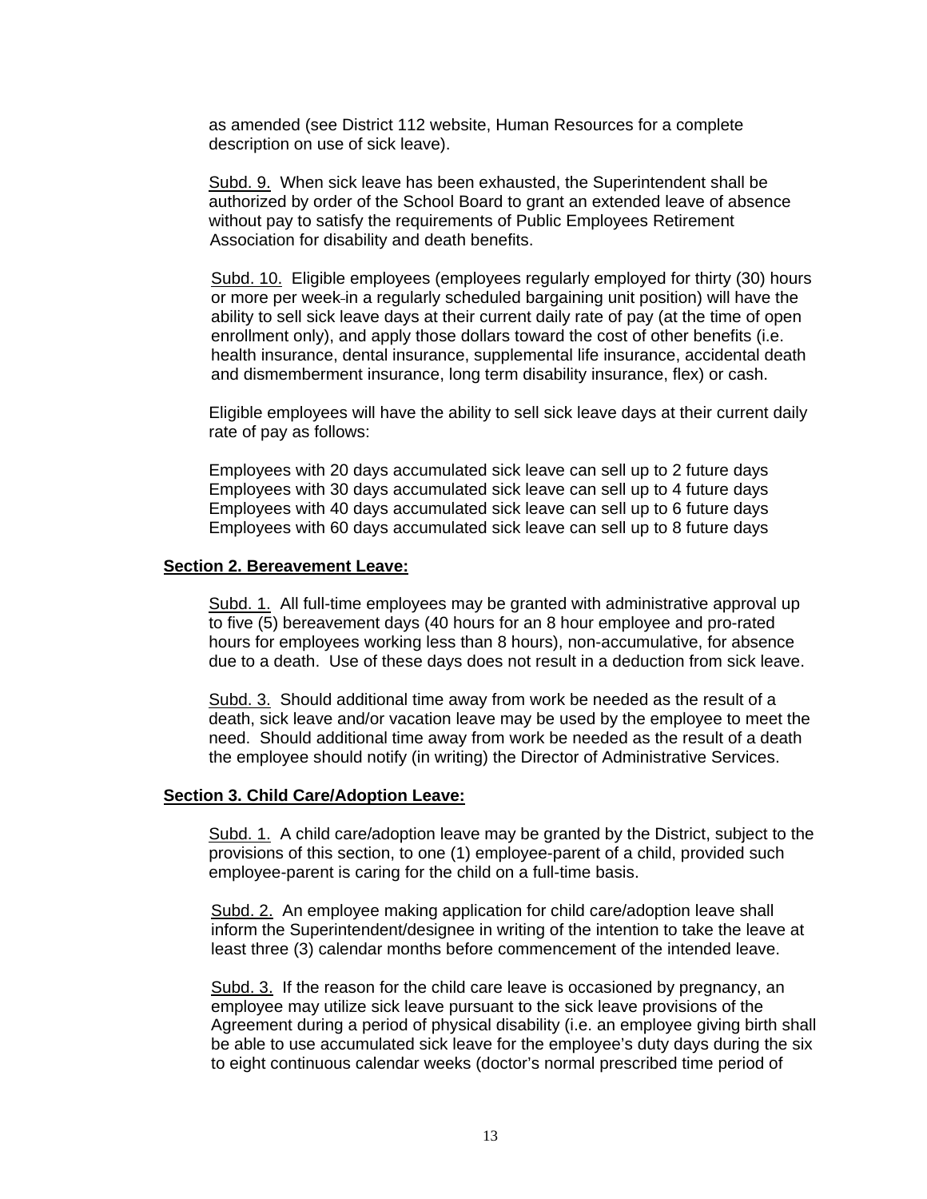as amended (see District 112 website, Human Resources for a complete description on use of sick leave).

Subd. 9. When sick leave has been exhausted, the Superintendent shall be authorized by order of the School Board to grant an extended leave of absence without pay to satisfy the requirements of Public Employees Retirement Association for disability and death benefits.

Subd. 10. Eligible employees (employees regularly employed for thirty (30) hours or more per week in a regularly scheduled bargaining unit position) will have the ability to sell sick leave days at their current daily rate of pay (at the time of open enrollment only), and apply those dollars toward the cost of other benefits (i.e. health insurance, dental insurance, supplemental life insurance, accidental death and dismemberment insurance, long term disability insurance, flex) or cash.

Eligible employees will have the ability to sell sick leave days at their current daily rate of pay as follows:

Employees with 20 days accumulated sick leave can sell up to 2 future days
Employees with 30 days accumulated sick leave can sell up to 4 future days
Employees with 40 days accumulated sick leave can sell up to 6 future days
Employees with 60 days accumulated sick leave can sell up to 8 future days

**Section 2. Bereavement Leave:**

Subd. 1. All full-time employees may be granted with administrative approval up to five (5) bereavement days (40 hours for an 8 hour employee and pro-rated hours for employees working less than 8 hours), non-accumulative, for absence due to a death. Use of these days does not result in a deduction from sick leave.

Subd. 3. Should additional time away from work be needed as the result of a death, sick leave and/or vacation leave may be used by the employee to meet the need. Should additional time away from work be needed as the result of a death the employee should notify (in writing) the Director of Administrative Services.

**Section 3. Child Care/Adoption Leave:**

Subd. 1. A child care/adoption leave may be granted by the District, subject to the provisions of this section, to one (1) employee-parent of a child, provided such employee-parent is caring for the child on a full-time basis.

Subd. 2. An employee making application for child care/adoption leave shall inform the Superintendent/designee in writing of the intention to take the leave at least three (3) calendar months before commencement of the intended leave.

Subd. 3. If the reason for the child care leave is occasioned by pregnancy, an employee may utilize sick leave pursuant to the sick leave provisions of the Agreement during a period of physical disability (i.e. an employee giving birth shall be able to use accumulated sick leave for the employee's duty days during the six to eight continuous calendar weeks (doctor's normal prescribed time period of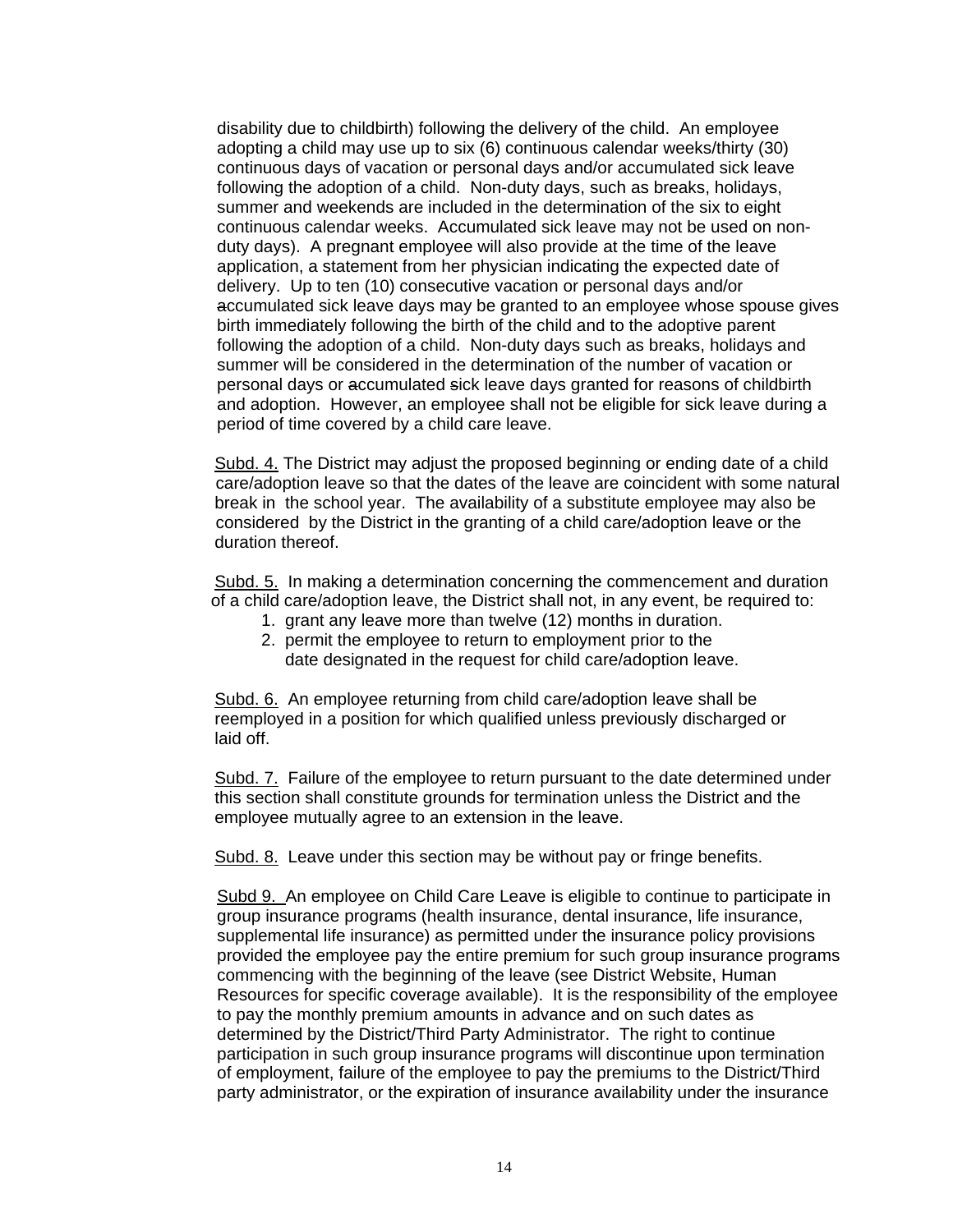disability due to childbirth) following the delivery of the child. An employee adopting a child may use up to six (6) continuous calendar weeks/thirty (30) continuous days of vacation or personal days and/or accumulated sick leave following the adoption of a child. Non-duty days, such as breaks, holidays, summer and weekends are included in the determination of the six to eight continuous calendar weeks. Accumulated sick leave may not be used on non-duty days). A pregnant employee will also provide at the time of the leave application, a statement from her physician indicating the expected date of delivery. Up to ten (10) consecutive vacation or personal days and/or accumulated sick leave days may be granted to an employee whose spouse gives birth immediately following the birth of the child and to the adoptive parent following the adoption of a child. Non-duty days such as breaks, holidays and summer will be considered in the determination of the number of vacation or personal days or accumulated sick leave days granted for reasons of childbirth and adoption. However, an employee shall not be eligible for sick leave during a period of time covered by a child care leave.

Subd. 4. The District may adjust the proposed beginning or ending date of a child care/adoption leave so that the dates of the leave are coincident with some natural break in the school year. The availability of a substitute employee may also be considered by the District in the granting of a child care/adoption leave or the duration thereof.

Subd. 5. In making a determination concerning the commencement and duration of a child care/adoption leave, the District shall not, in any event, be required to:

1. grant any leave more than twelve (12) months in duration.
2. permit the employee to return to employment prior to the date designated in the request for child care/adoption leave.

Subd. 6. An employee returning from child care/adoption leave shall be reemployed in a position for which qualified unless previously discharged or laid off.

Subd. 7. Failure of the employee to return pursuant to the date determined under this section shall constitute grounds for termination unless the District and the employee mutually agree to an extension in the leave.

Subd. 8. Leave under this section may be without pay or fringe benefits.

Subd 9. An employee on Child Care Leave is eligible to continue to participate in group insurance programs (health insurance, dental insurance, life insurance, supplemental life insurance) as permitted under the insurance policy provisions provided the employee pay the entire premium for such group insurance programs commencing with the beginning of the leave (see District Website, Human Resources for specific coverage available). It is the responsibility of the employee to pay the monthly premium amounts in advance and on such dates as determined by the District/Third Party Administrator. The right to continue participation in such group insurance programs will discontinue upon termination of employment, failure of the employee to pay the premiums to the District/Third party administrator, or the expiration of insurance availability under the insurance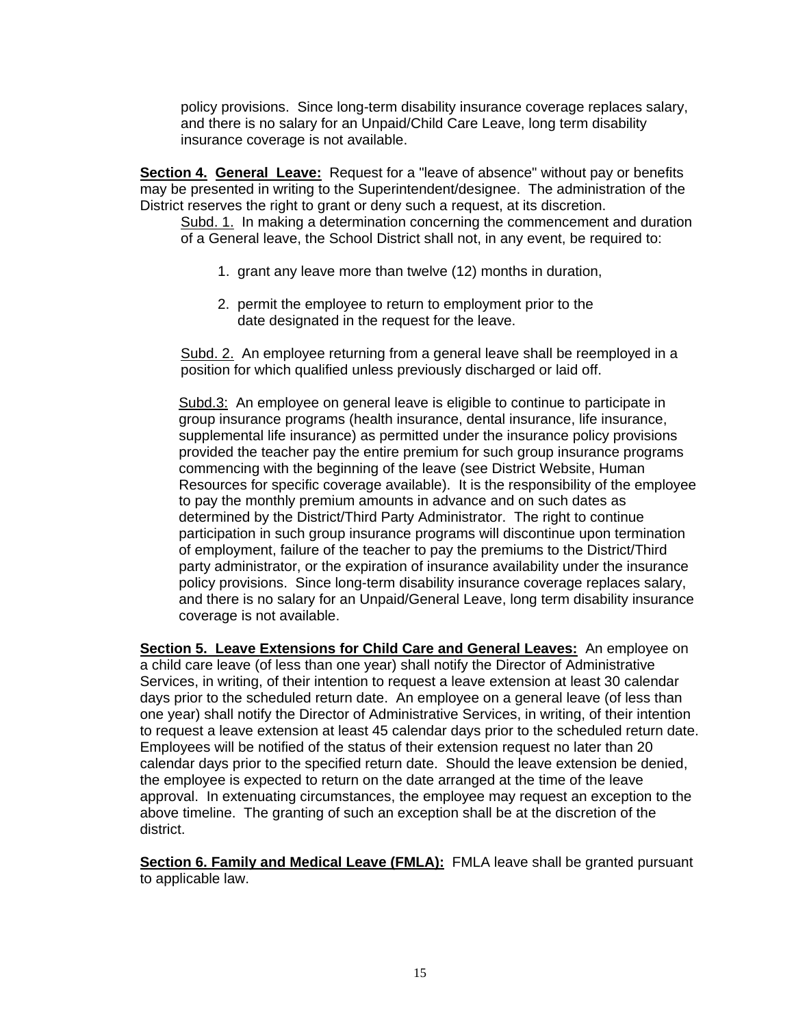policy provisions. Since long-term disability insurance coverage replaces salary, and there is no salary for an Unpaid/Child Care Leave, long term disability insurance coverage is not available.

**Section 4. General Leave:** Request for a "leave of absence" without pay or benefits may be presented in writing to the Superintendent/designee. The administration of the District reserves the right to grant or deny such a request, at its discretion.

Subd. 1. In making a determination concerning the commencement and duration of a General leave, the School District shall not, in any event, be required to:

1. grant any leave more than twelve (12) months in duration,
2. permit the employee to return to employment prior to the date designated in the request for the leave.

Subd. 2. An employee returning from a general leave shall be reemployed in a position for which qualified unless previously discharged or laid off.

Subd.3: An employee on general leave is eligible to continue to participate in group insurance programs (health insurance, dental insurance, life insurance, supplemental life insurance) as permitted under the insurance policy provisions provided the teacher pay the entire premium for such group insurance programs commencing with the beginning of the leave (see District Website, Human Resources for specific coverage available). It is the responsibility of the employee to pay the monthly premium amounts in advance and on such dates as determined by the District/Third Party Administrator. The right to continue participation in such group insurance programs will discontinue upon termination of employment, failure of the teacher to pay the premiums to the District/Third party administrator, or the expiration of insurance availability under the insurance policy provisions. Since long-term disability insurance coverage replaces salary, and there is no salary for an Unpaid/General Leave, long term disability insurance coverage is not available.

**Section 5. Leave Extensions for Child Care and General Leaves:** An employee on a child care leave (of less than one year) shall notify the Director of Administrative Services, in writing, of their intention to request a leave extension at least 30 calendar days prior to the scheduled return date. An employee on a general leave (of less than one year) shall notify the Director of Administrative Services, in writing, of their intention to request a leave extension at least 45 calendar days prior to the scheduled return date. Employees will be notified of the status of their extension request no later than 20 calendar days prior to the specified return date. Should the leave extension be denied, the employee is expected to return on the date arranged at the time of the leave approval. In extenuating circumstances, the employee may request an exception to the above timeline. The granting of such an exception shall be at the discretion of the district.

**Section 6. Family and Medical Leave (FMLA):** FMLA leave shall be granted pursuant to applicable law.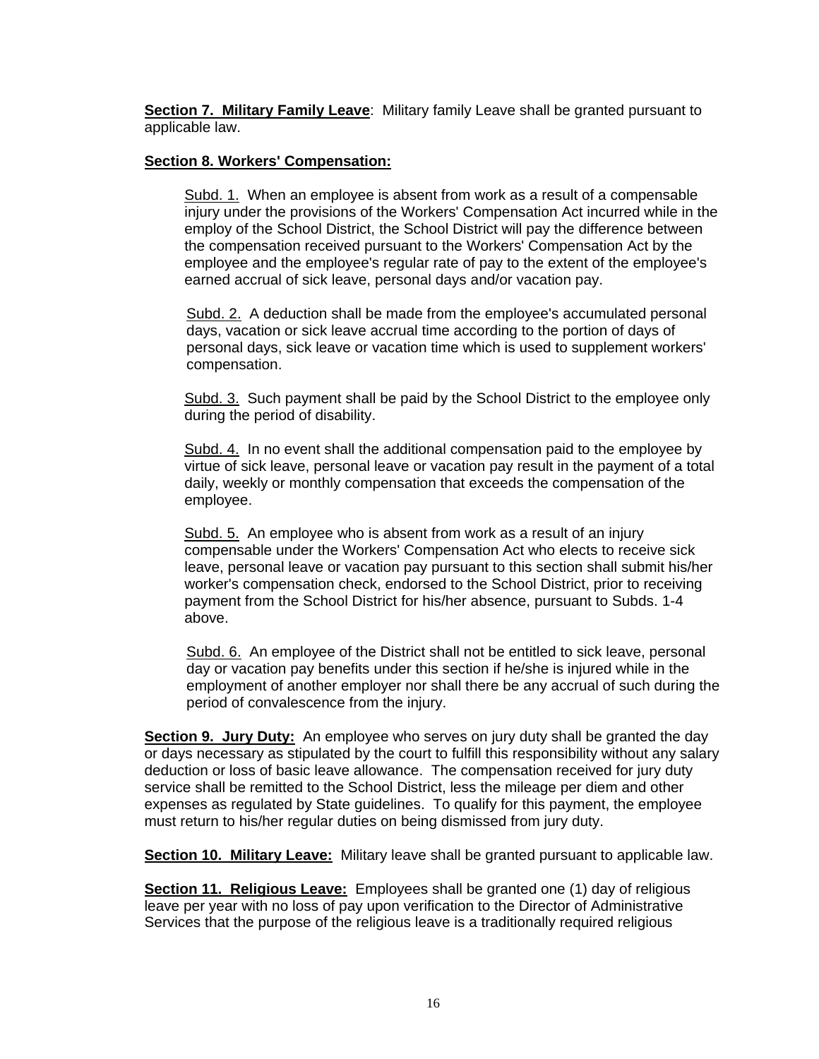**Section 7. Military Family Leave**: Military family Leave shall be granted pursuant to applicable law.

**Section 8. Workers' Compensation:**

Subd. 1. When an employee is absent from work as a result of a compensable injury under the provisions of the Workers' Compensation Act incurred while in the employ of the School District, the School District will pay the difference between the compensation received pursuant to the Workers' Compensation Act by the employee and the employee's regular rate of pay to the extent of the employee's earned accrual of sick leave, personal days and/or vacation pay.

Subd. 2. A deduction shall be made from the employee's accumulated personal days, vacation or sick leave accrual time according to the portion of days of personal days, sick leave or vacation time which is used to supplement workers' compensation.

Subd. 3. Such payment shall be paid by the School District to the employee only during the period of disability.

Subd. 4. In no event shall the additional compensation paid to the employee by virtue of sick leave, personal leave or vacation pay result in the payment of a total daily, weekly or monthly compensation that exceeds the compensation of the employee.

Subd. 5. An employee who is absent from work as a result of an injury compensable under the Workers' Compensation Act who elects to receive sick leave, personal leave or vacation pay pursuant to this section shall submit his/her worker's compensation check, endorsed to the School District, prior to receiving payment from the School District for his/her absence, pursuant to Subds. 1-4 above.

Subd. 6. An employee of the District shall not be entitled to sick leave, personal day or vacation pay benefits under this section if he/she is injured while in the employment of another employer nor shall there be any accrual of such during the period of convalescence from the injury.

**Section 9. Jury Duty:** An employee who serves on jury duty shall be granted the day or days necessary as stipulated by the court to fulfill this responsibility without any salary deduction or loss of basic leave allowance. The compensation received for jury duty service shall be remitted to the School District, less the mileage per diem and other expenses as regulated by State guidelines. To qualify for this payment, the employee must return to his/her regular duties on being dismissed from jury duty.

**Section 10. Military Leave:** Military leave shall be granted pursuant to applicable law.

**Section 11. Religious Leave:** Employees shall be granted one (1) day of religious leave per year with no loss of pay upon verification to the Director of Administrative Services that the purpose of the religious leave is a traditionally required religious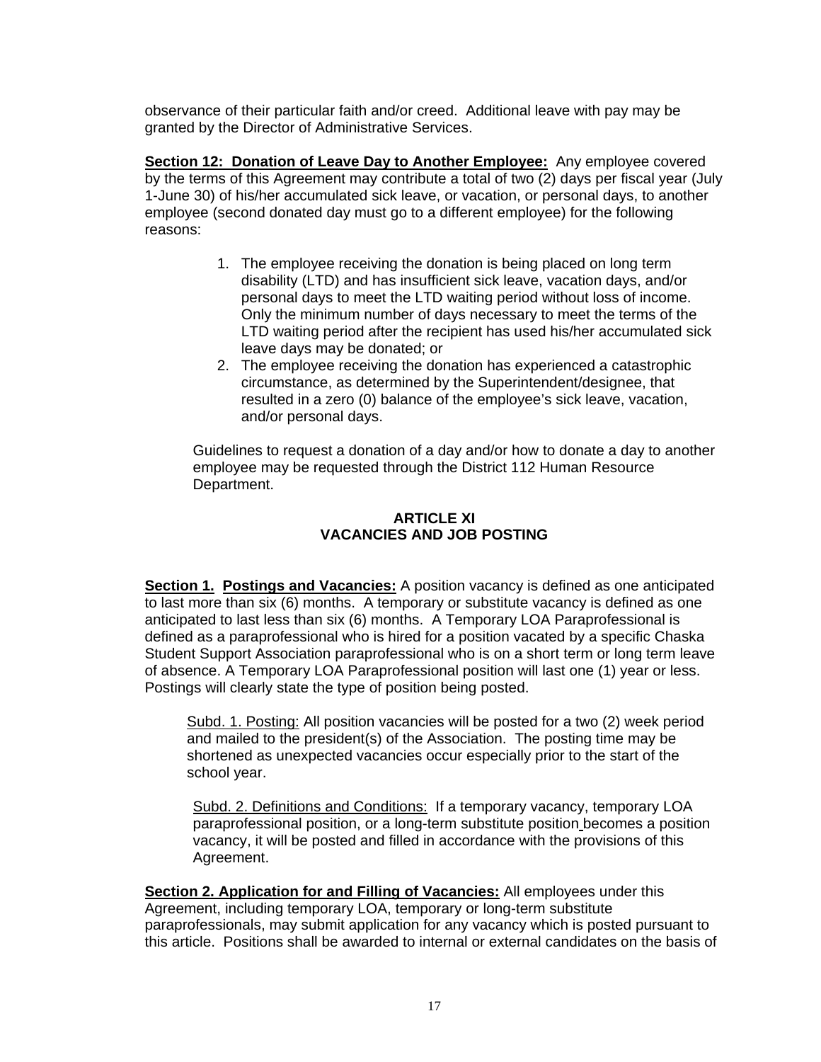observance of their particular faith and/or creed. Additional leave with pay may be granted by the Director of Administrative Services.

**Section 12: Donation of Leave Day to Another Employee:** Any employee covered by the terms of this Agreement may contribute a total of two (2) days per fiscal year (July 1-June 30) of his/her accumulated sick leave, or vacation, or personal days, to another employee (second donated day must go to a different employee) for the following reasons:

1. The employee receiving the donation is being placed on long term disability (LTD) and has insufficient sick leave, vacation days, and/or personal days to meet the LTD waiting period without loss of income. Only the minimum number of days necessary to meet the terms of the LTD waiting period after the recipient has used his/her accumulated sick leave days may be donated; or
2. The employee receiving the donation has experienced a catastrophic circumstance, as determined by the Superintendent/designee, that resulted in a zero (0) balance of the employee's sick leave, vacation, and/or personal days.

Guidelines to request a donation of a day and/or how to donate a day to another employee may be requested through the District 112 Human Resource Department.

## ARTICLE XI
## VACANCIES AND JOB POSTING

**Section 1. Postings and Vacancies:** A position vacancy is defined as one anticipated to last more than six (6) months. A temporary or substitute vacancy is defined as one anticipated to last less than six (6) months. A Temporary LOA Paraprofessional is defined as a paraprofessional who is hired for a position vacated by a specific Chaska Student Support Association paraprofessional who is on a short term or long term leave of absence. A Temporary LOA Paraprofessional position will last one (1) year or less. Postings will clearly state the type of position being posted.

Subd. 1. Posting: All position vacancies will be posted for a two (2) week period and mailed to the president(s) of the Association. The posting time may be shortened as unexpected vacancies occur especially prior to the start of the school year.

Subd. 2. Definitions and Conditions: If a temporary vacancy, temporary LOA paraprofessional position, or a long-term substitute position becomes a position vacancy, it will be posted and filled in accordance with the provisions of this Agreement.

**Section 2. Application for and Filling of Vacancies:** All employees under this Agreement, including temporary LOA, temporary or long-term substitute paraprofessionals, may submit application for any vacancy which is posted pursuant to this article. Positions shall be awarded to internal or external candidates on the basis of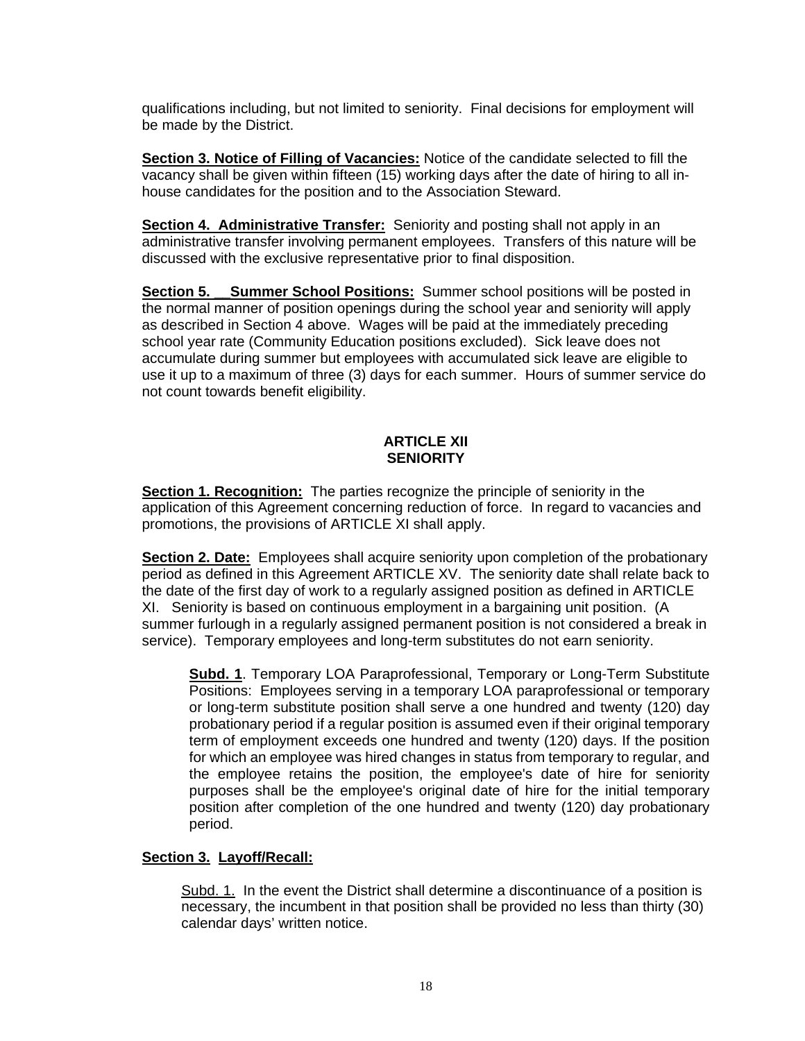qualifications including, but not limited to seniority. Final decisions for employment will be made by the District.

**Section 3. Notice of Filling of Vacancies:** Notice of the candidate selected to fill the vacancy shall be given within fifteen (15) working days after the date of hiring to all in-house candidates for the position and to the Association Steward.

**Section 4. Administrative Transfer:** Seniority and posting shall not apply in an administrative transfer involving permanent employees. Transfers of this nature will be discussed with the exclusive representative prior to final disposition.

**Section 5. Summer School Positions:** Summer school positions will be posted in the normal manner of position openings during the school year and seniority will apply as described in Section 4 above. Wages will be paid at the immediately preceding school year rate (Community Education positions excluded). Sick leave does not accumulate during summer but employees with accumulated sick leave are eligible to use it up to a maximum of three (3) days for each summer. Hours of summer service do not count towards benefit eligibility.

## ARTICLE XII
## SENIORITY

**Section 1. Recognition:** The parties recognize the principle of seniority in the application of this Agreement concerning reduction of force. In regard to vacancies and promotions, the provisions of ARTICLE XI shall apply.

**Section 2. Date:** Employees shall acquire seniority upon completion of the probationary period as defined in this Agreement ARTICLE XV. The seniority date shall relate back to the date of the first day of work to a regularly assigned position as defined in ARTICLE XI. Seniority is based on continuous employment in a bargaining unit position. (A summer furlough in a regularly assigned permanent position is not considered a break in service). Temporary employees and long-term substitutes do not earn seniority.

> **Subd. 1**. Temporary LOA Paraprofessional, Temporary or Long-Term Substitute Positions: Employees serving in a temporary LOA paraprofessional or temporary or long-term substitute position shall serve a one hundred and twenty (120) day probationary period if a regular position is assumed even if their original temporary term of employment exceeds one hundred and twenty (120) days. If the position for which an employee was hired changes in status from temporary to regular, and the employee retains the position, the employee's date of hire for seniority purposes shall be the employee's original date of hire for the initial temporary position after completion of the one hundred and twenty (120) day probationary period.

**Section 3. Layoff/Recall:**

> Subd. 1. In the event the District shall determine a discontinuance of a position is necessary, the incumbent in that position shall be provided no less than thirty (30) calendar days' written notice.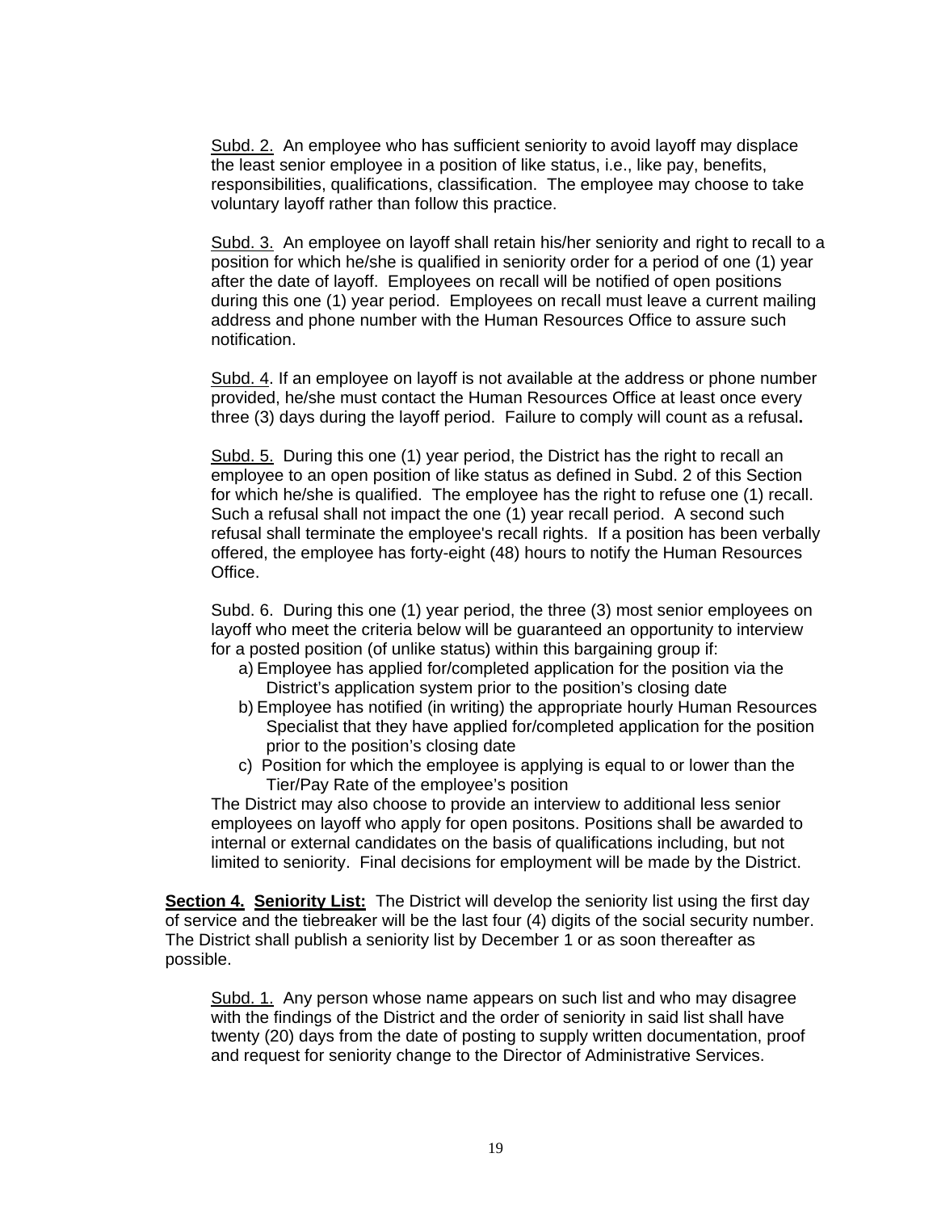Subd. 2. An employee who has sufficient seniority to avoid layoff may displace the least senior employee in a position of like status, i.e., like pay, benefits, responsibilities, qualifications, classification. The employee may choose to take voluntary layoff rather than follow this practice.

Subd. 3. An employee on layoff shall retain his/her seniority and right to recall to a position for which he/she is qualified in seniority order for a period of one (1) year after the date of layoff. Employees on recall will be notified of open positions during this one (1) year period. Employees on recall must leave a current mailing address and phone number with the Human Resources Office to assure such notification.

Subd. 4. If an employee on layoff is not available at the address or phone number provided, he/she must contact the Human Resources Office at least once every three (3) days during the layoff period. Failure to comply will count as a refusal**.**

Subd. 5. During this one (1) year period, the District has the right to recall an employee to an open position of like status as defined in Subd. 2 of this Section for which he/she is qualified. The employee has the right to refuse one (1) recall. Such a refusal shall not impact the one (1) year recall period. A second such refusal shall terminate the employee's recall rights. If a position has been verbally offered, the employee has forty-eight (48) hours to notify the Human Resources Office.

Subd. 6. During this one (1) year period, the three (3) most senior employees on layoff who meet the criteria below will be guaranteed an opportunity to interview for a posted position (of unlike status) within this bargaining group if:

a) Employee has applied for/completed application for the position via the District's application system prior to the position's closing date
b) Employee has notified (in writing) the appropriate hourly Human Resources Specialist that they have applied for/completed application for the position prior to the position's closing date
c) Position for which the employee is applying is equal to or lower than the Tier/Pay Rate of the employee's position

The District may also choose to provide an interview to additional less senior employees on layoff who apply for open positons. Positions shall be awarded to internal or external candidates on the basis of qualifications including, but not limited to seniority. Final decisions for employment will be made by the District.

**Section 4. Seniority List:** The District will develop the seniority list using the first day of service and the tiebreaker will be the last four (4) digits of the social security number. The District shall publish a seniority list by December 1 or as soon thereafter as possible.

Subd. 1. Any person whose name appears on such list and who may disagree with the findings of the District and the order of seniority in said list shall have twenty (20) days from the date of posting to supply written documentation, proof and request for seniority change to the Director of Administrative Services.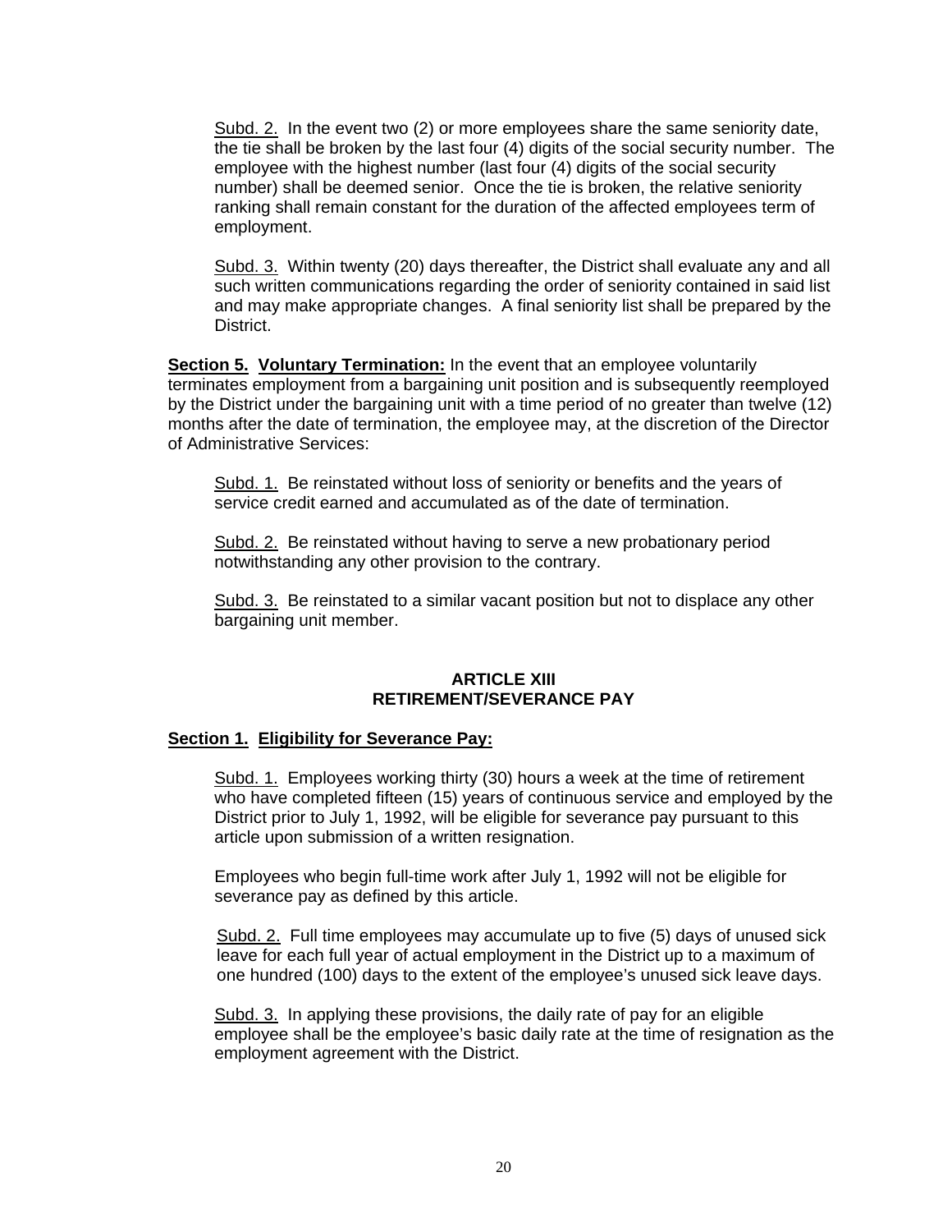Subd. 2. In the event two (2) or more employees share the same seniority date, the tie shall be broken by the last four (4) digits of the social security number. The employee with the highest number (last four (4) digits of the social security number) shall be deemed senior. Once the tie is broken, the relative seniority ranking shall remain constant for the duration of the affected employees term of employment.

Subd. 3. Within twenty (20) days thereafter, the District shall evaluate any and all such written communications regarding the order of seniority contained in said list and may make appropriate changes. A final seniority list shall be prepared by the District.

**Section 5. Voluntary Termination:** In the event that an employee voluntarily terminates employment from a bargaining unit position and is subsequently reemployed by the District under the bargaining unit with a time period of no greater than twelve (12) months after the date of termination, the employee may, at the discretion of the Director of Administrative Services:

Subd. 1. Be reinstated without loss of seniority or benefits and the years of service credit earned and accumulated as of the date of termination.

Subd. 2. Be reinstated without having to serve a new probationary period notwithstanding any other provision to the contrary.

Subd. 3. Be reinstated to a similar vacant position but not to displace any other bargaining unit member.

## ARTICLE XIII
## RETIREMENT/SEVERANCE PAY

**Section 1. Eligibility for Severance Pay:**

Subd. 1. Employees working thirty (30) hours a week at the time of retirement who have completed fifteen (15) years of continuous service and employed by the District prior to July 1, 1992, will be eligible for severance pay pursuant to this article upon submission of a written resignation.

Employees who begin full-time work after July 1, 1992 will not be eligible for severance pay as defined by this article.

Subd. 2. Full time employees may accumulate up to five (5) days of unused sick leave for each full year of actual employment in the District up to a maximum of one hundred (100) days to the extent of the employee's unused sick leave days.

Subd. 3. In applying these provisions, the daily rate of pay for an eligible employee shall be the employee's basic daily rate at the time of resignation as the employment agreement with the District.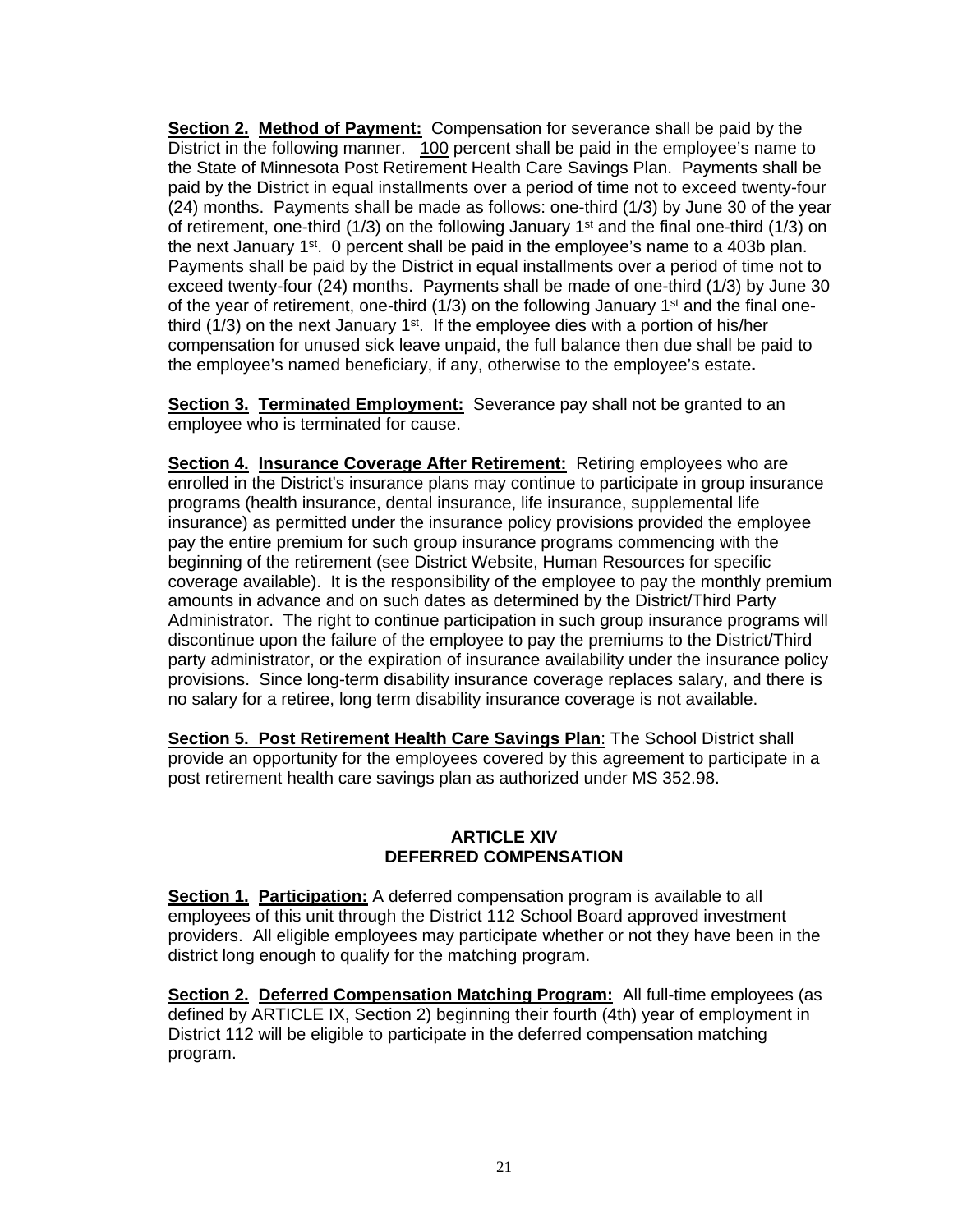**Section 2. Method of Payment:** Compensation for severance shall be paid by the District in the following manner. 100 percent shall be paid in the employee's name to the State of Minnesota Post Retirement Health Care Savings Plan. Payments shall be paid by the District in equal installments over a period of time not to exceed twenty-four (24) months. Payments shall be made as follows: one-third (1/3) by June 30 of the year of retirement, one-third (1/3) on the following January 1st and the final one-third (1/3) on the next January 1st. 0 percent shall be paid in the employee's name to a 403b plan. Payments shall be paid by the District in equal installments over a period of time not to exceed twenty-four (24) months. Payments shall be made of one-third (1/3) by June 30 of the year of retirement, one-third (1/3) on the following January 1st and the final one-third (1/3) on the next January 1st. If the employee dies with a portion of his/her compensation for unused sick leave unpaid, the full balance then due shall be paid to the employee's named beneficiary, if any, otherwise to the employee's estate**.**

**Section 3. Terminated Employment:** Severance pay shall not be granted to an employee who is terminated for cause.

**Section 4. Insurance Coverage After Retirement:** Retiring employees who are enrolled in the District's insurance plans may continue to participate in group insurance programs (health insurance, dental insurance, life insurance, supplemental life insurance) as permitted under the insurance policy provisions provided the employee pay the entire premium for such group insurance programs commencing with the beginning of the retirement (see District Website, Human Resources for specific coverage available). It is the responsibility of the employee to pay the monthly premium amounts in advance and on such dates as determined by the District/Third Party Administrator. The right to continue participation in such group insurance programs will discontinue upon the failure of the employee to pay the premiums to the District/Third party administrator, or the expiration of insurance availability under the insurance policy provisions. Since long-term disability insurance coverage replaces salary, and there is no salary for a retiree, long term disability insurance coverage is not available.

**Section 5. Post Retirement Health Care Savings Plan**: The School District shall provide an opportunity for the employees covered by this agreement to participate in a post retirement health care savings plan as authorized under MS 352.98.

## ARTICLE XIV
## DEFERRED COMPENSATION

**Section 1. Participation:** A deferred compensation program is available to all employees of this unit through the District 112 School Board approved investment providers. All eligible employees may participate whether or not they have been in the district long enough to qualify for the matching program.

**Section 2. Deferred Compensation Matching Program:** All full-time employees (as defined by ARTICLE IX, Section 2) beginning their fourth (4th) year of employment in District 112 will be eligible to participate in the deferred compensation matching program.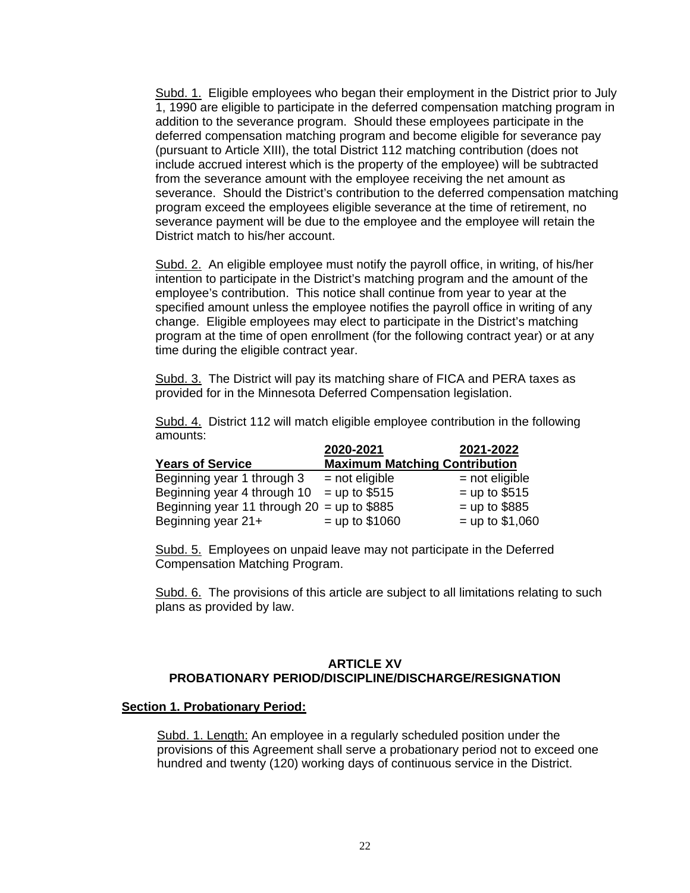Subd. 1. Eligible employees who began their employment in the District prior to July 1, 1990 are eligible to participate in the deferred compensation matching program in addition to the severance program. Should these employees participate in the deferred compensation matching program and become eligible for severance pay (pursuant to Article XIII), the total District 112 matching contribution (does not include accrued interest which is the property of the employee) will be subtracted from the severance amount with the employee receiving the net amount as severance. Should the District's contribution to the deferred compensation matching program exceed the employees eligible severance at the time of retirement, no severance payment will be due to the employee and the employee will retain the District match to his/her account.

Subd. 2. An eligible employee must notify the payroll office, in writing, of his/her intention to participate in the District's matching program and the amount of the employee's contribution. This notice shall continue from year to year at the specified amount unless the employee notifies the payroll office in writing of any change. Eligible employees may elect to participate in the District's matching program at the time of open enrollment (for the following contract year) or at any time during the eligible contract year.

Subd. 3. The District will pay its matching share of FICA and PERA taxes as provided for in the Minnesota Deferred Compensation legislation.

Subd. 4. District 112 will match eligible employee contribution in the following amounts:

| Years of Service | 2020-2021 Maximum Matching Contribution | 2021-2022 |
|---|---|---|
| Beginning year 1 through 3 | = not eligible | = not eligible |
| Beginning year 4 through 10 | = up to $515 | = up to $515 |
| Beginning year 11 through 20 | = up to $885 | = up to $885 |
| Beginning year 21+ | = up to $1060 | = up to $1,060 |

Subd. 5. Employees on unpaid leave may not participate in the Deferred Compensation Matching Program.

Subd. 6. The provisions of this article are subject to all limitations relating to such plans as provided by law.

## ARTICLE XV
## PROBATIONARY PERIOD/DISCIPLINE/DISCHARGE/RESIGNATION

**Section 1. Probationary Period:**

Subd. 1. Length: An employee in a regularly scheduled position under the provisions of this Agreement shall serve a probationary period not to exceed one hundred and twenty (120) working days of continuous service in the District.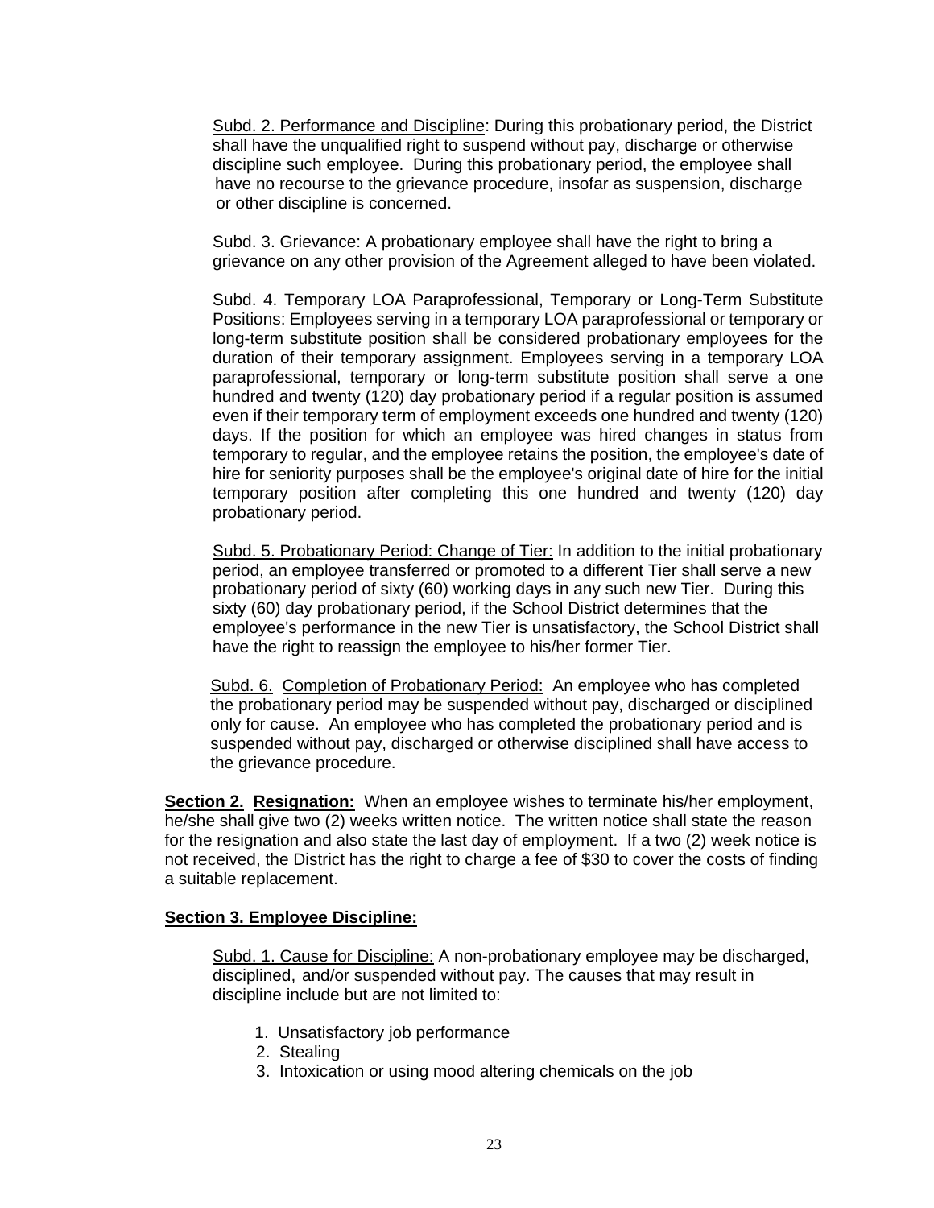Subd. 2. Performance and Discipline: During this probationary period, the District shall have the unqualified right to suspend without pay, discharge or otherwise discipline such employee. During this probationary period, the employee shall have no recourse to the grievance procedure, insofar as suspension, discharge or other discipline is concerned.

Subd. 3. Grievance: A probationary employee shall have the right to bring a grievance on any other provision of the Agreement alleged to have been violated.

Subd. 4. Temporary LOA Paraprofessional, Temporary or Long-Term Substitute Positions: Employees serving in a temporary LOA paraprofessional or temporary or long-term substitute position shall be considered probationary employees for the duration of their temporary assignment. Employees serving in a temporary LOA paraprofessional, temporary or long-term substitute position shall serve a one hundred and twenty (120) day probationary period if a regular position is assumed even if their temporary term of employment exceeds one hundred and twenty (120) days. If the position for which an employee was hired changes in status from temporary to regular, and the employee retains the position, the employee's date of hire for seniority purposes shall be the employee's original date of hire for the initial temporary position after completing this one hundred and twenty (120) day probationary period.

Subd. 5. Probationary Period: Change of Tier: In addition to the initial probationary period, an employee transferred or promoted to a different Tier shall serve a new probationary period of sixty (60) working days in any such new Tier. During this sixty (60) day probationary period, if the School District determines that the employee's performance in the new Tier is unsatisfactory, the School District shall have the right to reassign the employee to his/her former Tier.

Subd. 6. Completion of Probationary Period: An employee who has completed the probationary period may be suspended without pay, discharged or disciplined only for cause. An employee who has completed the probationary period and is suspended without pay, discharged or otherwise disciplined shall have access to the grievance procedure.

**Section 2. Resignation:** When an employee wishes to terminate his/her employment, he/she shall give two (2) weeks written notice. The written notice shall state the reason for the resignation and also state the last day of employment. If a two (2) week notice is not received, the District has the right to charge a fee of $30 to cover the costs of finding a suitable replacement.

**Section 3. Employee Discipline:**

Subd. 1. Cause for Discipline: A non-probationary employee may be discharged, disciplined, and/or suspended without pay. The causes that may result in discipline include but are not limited to:

1. Unsatisfactory job performance
2. Stealing
3. Intoxication or using mood altering chemicals on the job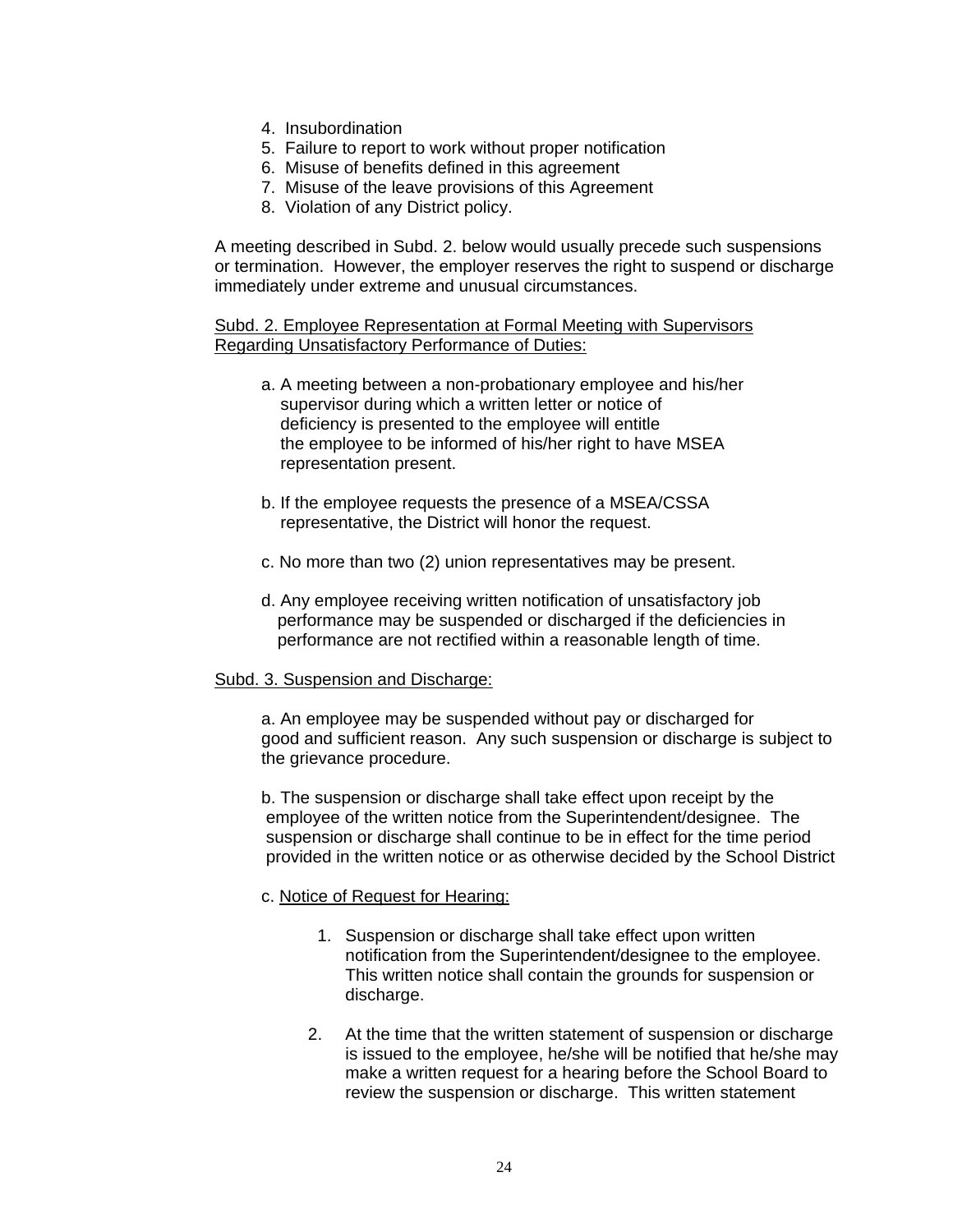4. Insubordination
5. Failure to report to work without proper notification
6. Misuse of benefits defined in this agreement
7. Misuse of the leave provisions of this Agreement
8. Violation of any District policy.

A meeting described in Subd. 2. below would usually precede such suspensions or termination. However, the employer reserves the right to suspend or discharge immediately under extreme and unusual circumstances.

<u>Subd. 2. Employee Representation at Formal Meeting with Supervisors Regarding Unsatisfactory Performance of Duties:</u>

a. A meeting between a non-probationary employee and his/her supervisor during which a written letter or notice of deficiency is presented to the employee will entitle the employee to be informed of his/her right to have MSEA representation present.

b. If the employee requests the presence of a MSEA/CSSA representative, the District will honor the request.

c. No more than two (2) union representatives may be present.

d. Any employee receiving written notification of unsatisfactory job performance may be suspended or discharged if the deficiencies in performance are not rectified within a reasonable length of time.

<u>Subd. 3. Suspension and Discharge:</u>

a. An employee may be suspended without pay or discharged for good and sufficient reason. Any such suspension or discharge is subject to the grievance procedure.

b. The suspension or discharge shall take effect upon receipt by the employee of the written notice from the Superintendent/designee. The suspension or discharge shall continue to be in effect for the time period provided in the written notice or as otherwise decided by the School District

c. <u>Notice of Request for Hearing:</u>

1. Suspension or discharge shall take effect upon written notification from the Superintendent/designee to the employee. This written notice shall contain the grounds for suspension or discharge.

2. At the time that the written statement of suspension or discharge is issued to the employee, he/she will be notified that he/she may make a written request for a hearing before the School Board to review the suspension or discharge. This written statement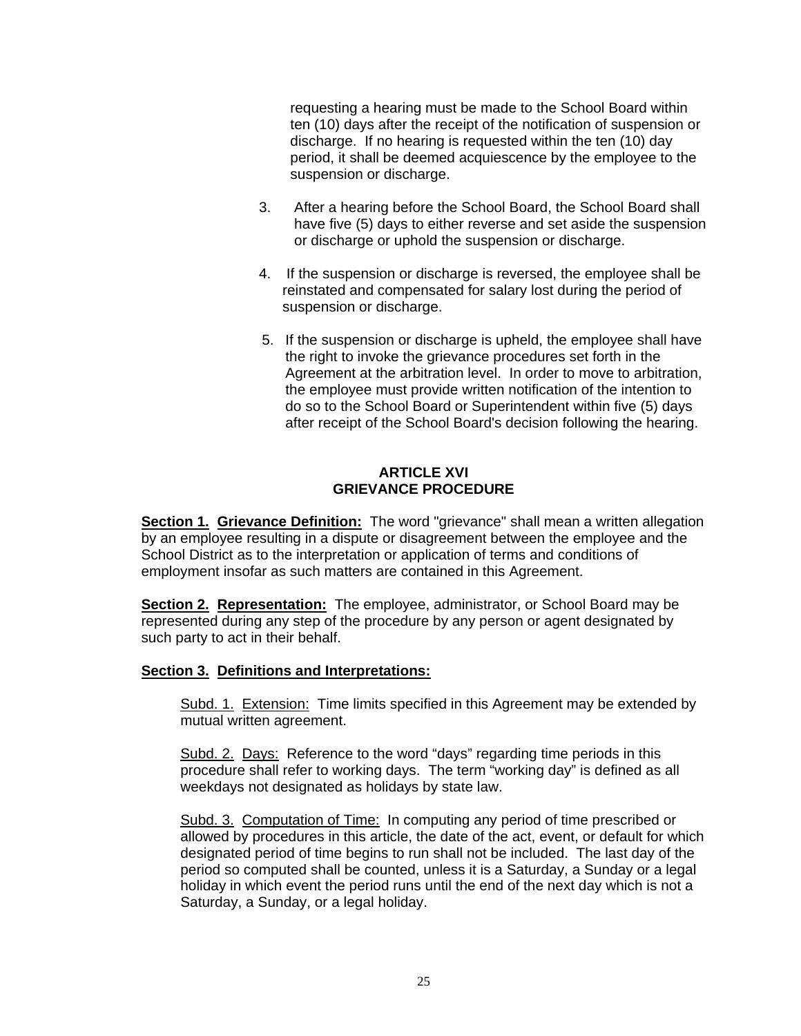requesting a hearing must be made to the School Board within ten (10) days after the receipt of the notification of suspension or discharge. If no hearing is requested within the ten (10) day period, it shall be deemed acquiescence by the employee to the suspension or discharge.

3. After a hearing before the School Board, the School Board shall have five (5) days to either reverse and set aside the suspension or discharge or uphold the suspension or discharge.

4. If the suspension or discharge is reversed, the employee shall be reinstated and compensated for salary lost during the period of suspension or discharge.

5. If the suspension or discharge is upheld, the employee shall have the right to invoke the grievance procedures set forth in the Agreement at the arbitration level. In order to move to arbitration, the employee must provide written notification of the intention to do so to the School Board or Superintendent within five (5) days after receipt of the School Board's decision following the hearing.

## ARTICLE XVI
## GRIEVANCE PROCEDURE

**Section 1. Grievance Definition:** The word "grievance" shall mean a written allegation by an employee resulting in a dispute or disagreement between the employee and the School District as to the interpretation or application of terms and conditions of employment insofar as such matters are contained in this Agreement.

**Section 2. Representation:** The employee, administrator, or School Board may be represented during any step of the procedure by any person or agent designated by such party to act in their behalf.

**Section 3. Definitions and Interpretations:**

Subd. 1. Extension: Time limits specified in this Agreement may be extended by mutual written agreement.

Subd. 2. Days: Reference to the word “days” regarding time periods in this procedure shall refer to working days. The term “working day” is defined as all weekdays not designated as holidays by state law.

Subd. 3. Computation of Time: In computing any period of time prescribed or allowed by procedures in this article, the date of the act, event, or default for which designated period of time begins to run shall not be included. The last day of the period so computed shall be counted, unless it is a Saturday, a Sunday or a legal holiday in which event the period runs until the end of the next day which is not a Saturday, a Sunday, or a legal holiday.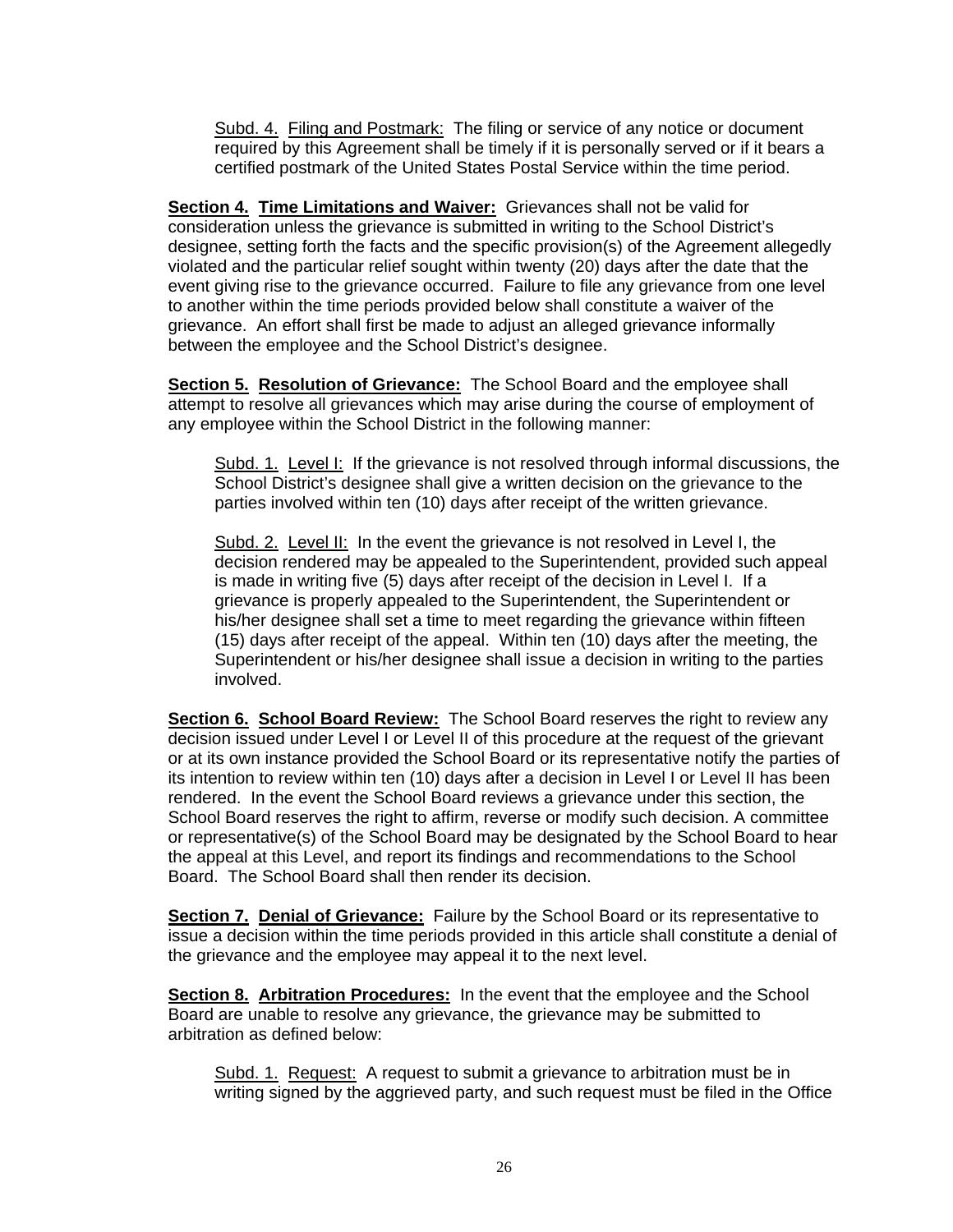Subd. 4. Filing and Postmark: The filing or service of any notice or document required by this Agreement shall be timely if it is personally served or if it bears a certified postmark of the United States Postal Service within the time period.

**Section 4. Time Limitations and Waiver:** Grievances shall not be valid for consideration unless the grievance is submitted in writing to the School District's designee, setting forth the facts and the specific provision(s) of the Agreement allegedly violated and the particular relief sought within twenty (20) days after the date that the event giving rise to the grievance occurred. Failure to file any grievance from one level to another within the time periods provided below shall constitute a waiver of the grievance. An effort shall first be made to adjust an alleged grievance informally between the employee and the School District's designee.

**Section 5. Resolution of Grievance:** The School Board and the employee shall attempt to resolve all grievances which may arise during the course of employment of any employee within the School District in the following manner:

Subd. 1. Level I: If the grievance is not resolved through informal discussions, the School District's designee shall give a written decision on the grievance to the parties involved within ten (10) days after receipt of the written grievance.

Subd. 2. Level II: In the event the grievance is not resolved in Level I, the decision rendered may be appealed to the Superintendent, provided such appeal is made in writing five (5) days after receipt of the decision in Level I. If a grievance is properly appealed to the Superintendent, the Superintendent or his/her designee shall set a time to meet regarding the grievance within fifteen (15) days after receipt of the appeal. Within ten (10) days after the meeting, the Superintendent or his/her designee shall issue a decision in writing to the parties involved.

**Section 6. School Board Review:** The School Board reserves the right to review any decision issued under Level I or Level II of this procedure at the request of the grievant or at its own instance provided the School Board or its representative notify the parties of its intention to review within ten (10) days after a decision in Level I or Level II has been rendered. In the event the School Board reviews a grievance under this section, the School Board reserves the right to affirm, reverse or modify such decision. A committee or representative(s) of the School Board may be designated by the School Board to hear the appeal at this Level, and report its findings and recommendations to the School Board. The School Board shall then render its decision.

**Section 7. Denial of Grievance:** Failure by the School Board or its representative to issue a decision within the time periods provided in this article shall constitute a denial of the grievance and the employee may appeal it to the next level.

**Section 8. Arbitration Procedures:** In the event that the employee and the School Board are unable to resolve any grievance, the grievance may be submitted to arbitration as defined below:

Subd. 1. Request: A request to submit a grievance to arbitration must be in writing signed by the aggrieved party, and such request must be filed in the Office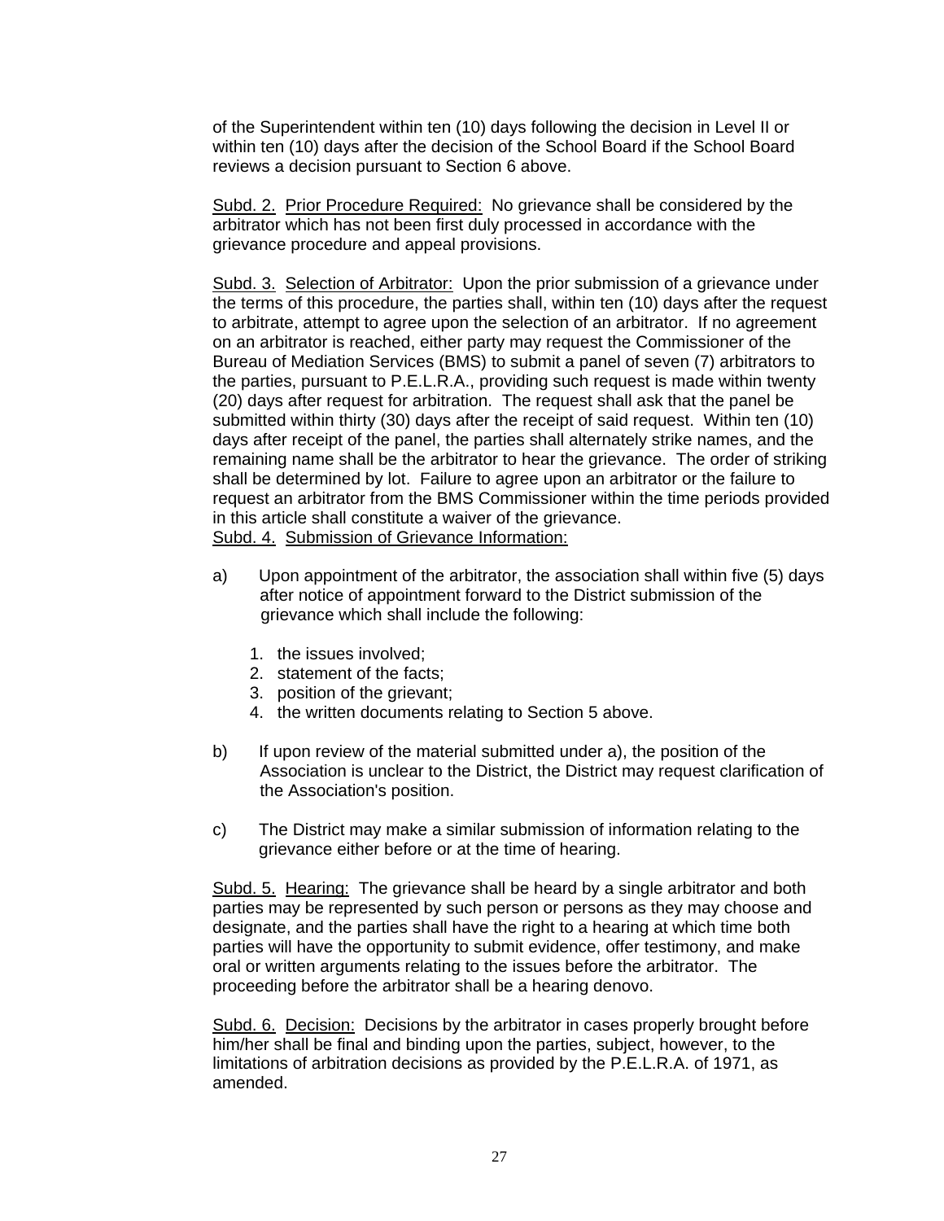of the Superintendent within ten (10) days following the decision in Level II or within ten (10) days after the decision of the School Board if the School Board reviews a decision pursuant to Section 6 above.

Subd. 2. Prior Procedure Required: No grievance shall be considered by the arbitrator which has not been first duly processed in accordance with the grievance procedure and appeal provisions.

Subd. 3. Selection of Arbitrator: Upon the prior submission of a grievance under the terms of this procedure, the parties shall, within ten (10) days after the request to arbitrate, attempt to agree upon the selection of an arbitrator. If no agreement on an arbitrator is reached, either party may request the Commissioner of the Bureau of Mediation Services (BMS) to submit a panel of seven (7) arbitrators to the parties, pursuant to P.E.L.R.A., providing such request is made within twenty (20) days after request for arbitration. The request shall ask that the panel be submitted within thirty (30) days after the receipt of said request. Within ten (10) days after receipt of the panel, the parties shall alternately strike names, and the remaining name shall be the arbitrator to hear the grievance. The order of striking shall be determined by lot. Failure to agree upon an arbitrator or the failure to request an arbitrator from the BMS Commissioner within the time periods provided in this article shall constitute a waiver of the grievance.

Subd. 4. Submission of Grievance Information:

a) Upon appointment of the arbitrator, the association shall within five (5) days after notice of appointment forward to the District submission of the grievance which shall include the following:

   1. the issues involved;
   2. statement of the facts;
   3. position of the grievant;
   4. the written documents relating to Section 5 above.

b) If upon review of the material submitted under a), the position of the Association is unclear to the District, the District may request clarification of the Association's position.

c) The District may make a similar submission of information relating to the grievance either before or at the time of hearing.

Subd. 5. Hearing: The grievance shall be heard by a single arbitrator and both parties may be represented by such person or persons as they may choose and designate, and the parties shall have the right to a hearing at which time both parties will have the opportunity to submit evidence, offer testimony, and make oral or written arguments relating to the issues before the arbitrator. The proceeding before the arbitrator shall be a hearing denovo.

Subd. 6. Decision: Decisions by the arbitrator in cases properly brought before him/her shall be final and binding upon the parties, subject, however, to the limitations of arbitration decisions as provided by the P.E.L.R.A. of 1971, as amended.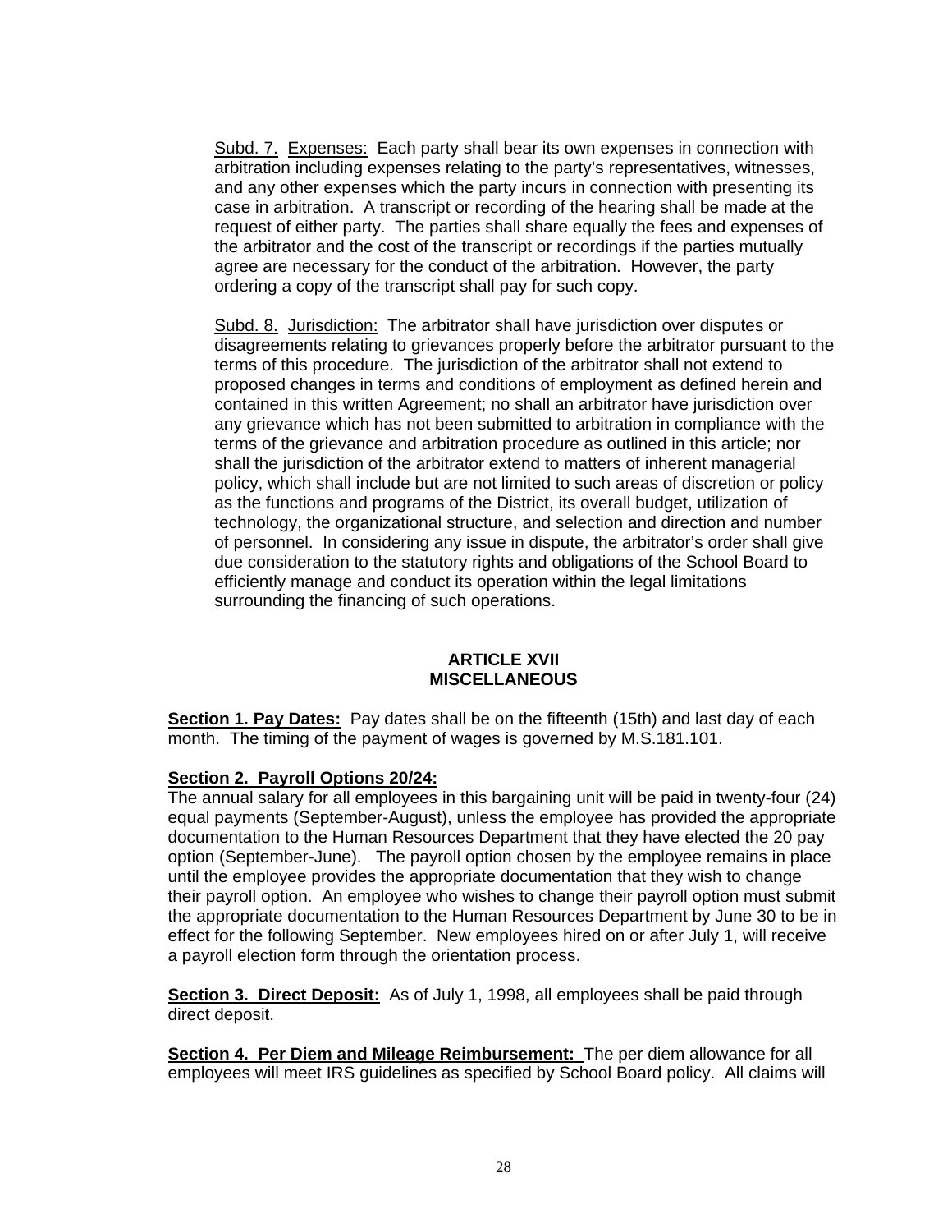Subd. 7. Expenses: Each party shall bear its own expenses in connection with arbitration including expenses relating to the party's representatives, witnesses, and any other expenses which the party incurs in connection with presenting its case in arbitration. A transcript or recording of the hearing shall be made at the request of either party. The parties shall share equally the fees and expenses of the arbitrator and the cost of the transcript or recordings if the parties mutually agree are necessary for the conduct of the arbitration. However, the party ordering a copy of the transcript shall pay for such copy.

Subd. 8. Jurisdiction: The arbitrator shall have jurisdiction over disputes or disagreements relating to grievances properly before the arbitrator pursuant to the terms of this procedure. The jurisdiction of the arbitrator shall not extend to proposed changes in terms and conditions of employment as defined herein and contained in this written Agreement; no shall an arbitrator have jurisdiction over any grievance which has not been submitted to arbitration in compliance with the terms of the grievance and arbitration procedure as outlined in this article; nor shall the jurisdiction of the arbitrator extend to matters of inherent managerial policy, which shall include but are not limited to such areas of discretion or policy as the functions and programs of the District, its overall budget, utilization of technology, the organizational structure, and selection and direction and number of personnel. In considering any issue in dispute, the arbitrator's order shall give due consideration to the statutory rights and obligations of the School Board to efficiently manage and conduct its operation within the legal limitations surrounding the financing of such operations.

## ARTICLE XVII
## MISCELLANEOUS

**Section 1. Pay Dates:** Pay dates shall be on the fifteenth (15th) and last day of each month. The timing of the payment of wages is governed by M.S.181.101.

**Section 2. Payroll Options 20/24:**
The annual salary for all employees in this bargaining unit will be paid in twenty-four (24) equal payments (September-August), unless the employee has provided the appropriate documentation to the Human Resources Department that they have elected the 20 pay option (September-June). The payroll option chosen by the employee remains in place until the employee provides the appropriate documentation that they wish to change their payroll option. An employee who wishes to change their payroll option must submit the appropriate documentation to the Human Resources Department by June 30 to be in effect for the following September. New employees hired on or after July 1, will receive a payroll election form through the orientation process.

**Section 3. Direct Deposit:** As of July 1, 1998, all employees shall be paid through direct deposit.

**Section 4. Per Diem and Mileage Reimbursement:** The per diem allowance for all employees will meet IRS guidelines as specified by School Board policy. All claims will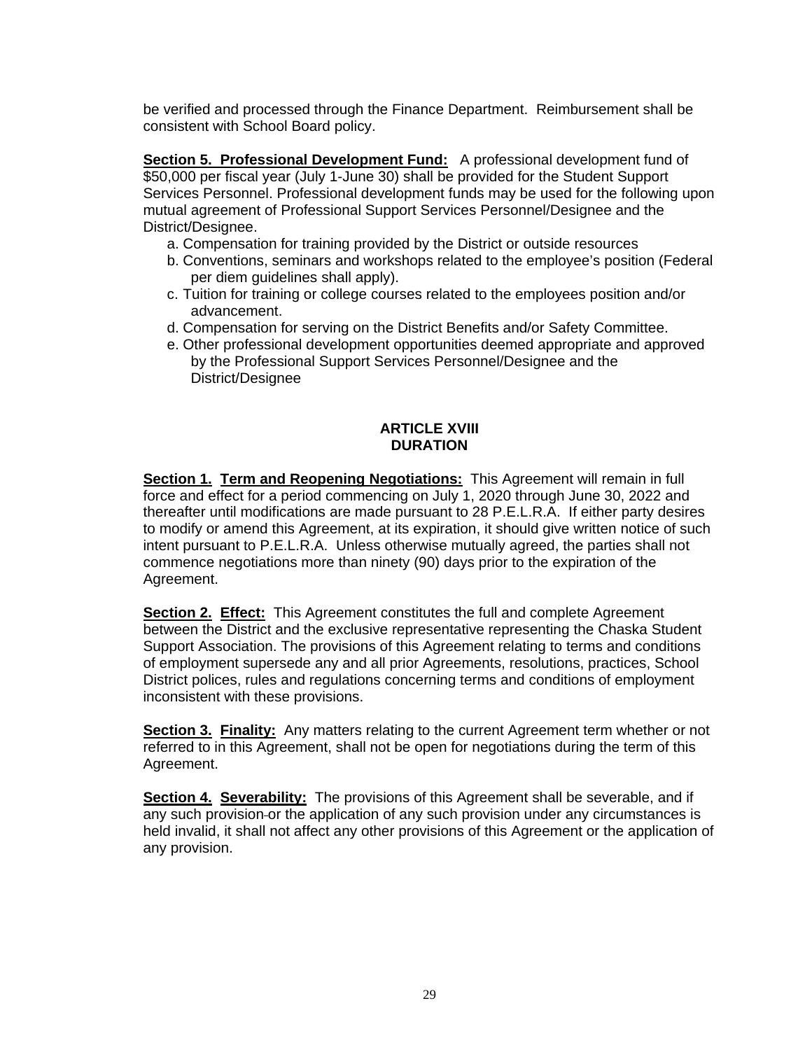be verified and processed through the Finance Department. Reimbursement shall be consistent with School Board policy.

**Section 5. Professional Development Fund:** A professional development fund of $50,000 per fiscal year (July 1-June 30) shall be provided for the Student Support Services Personnel. Professional development funds may be used for the following upon mutual agreement of Professional Support Services Personnel/Designee and the District/Designee.

a. Compensation for training provided by the District or outside resources
b. Conventions, seminars and workshops related to the employee's position (Federal per diem guidelines shall apply).
c. Tuition for training or college courses related to the employees position and/or advancement.
d. Compensation for serving on the District Benefits and/or Safety Committee.
e. Other professional development opportunities deemed appropriate and approved by the Professional Support Services Personnel/Designee and the District/Designee

## ARTICLE XVIII
## DURATION

**Section 1. Term and Reopening Negotiations:** This Agreement will remain in full force and effect for a period commencing on July 1, 2020 through June 30, 2022 and thereafter until modifications are made pursuant to 28 P.E.L.R.A. If either party desires to modify or amend this Agreement, at its expiration, it should give written notice of such intent pursuant to P.E.L.R.A. Unless otherwise mutually agreed, the parties shall not commence negotiations more than ninety (90) days prior to the expiration of the Agreement.

**Section 2. Effect:** This Agreement constitutes the full and complete Agreement between the District and the exclusive representative representing the Chaska Student Support Association. The provisions of this Agreement relating to terms and conditions of employment supersede any and all prior Agreements, resolutions, practices, School District polices, rules and regulations concerning terms and conditions of employment inconsistent with these provisions.

**Section 3. Finality:** Any matters relating to the current Agreement term whether or not referred to in this Agreement, shall not be open for negotiations during the term of this Agreement.

**Section 4. Severability:** The provisions of this Agreement shall be severable, and if any such provision or the application of any such provision under any circumstances is held invalid, it shall not affect any other provisions of this Agreement or the application of any provision.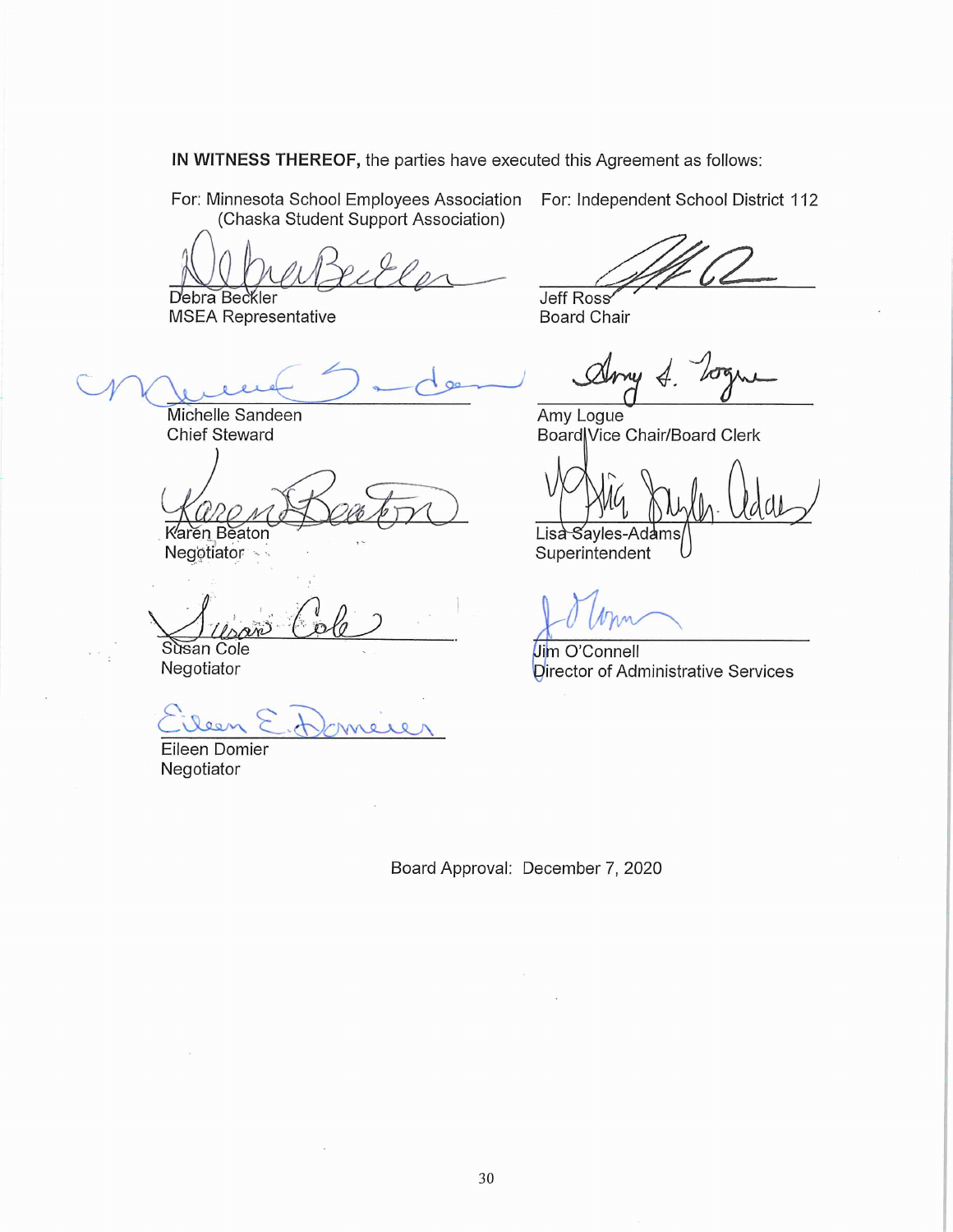**IN WITNESS THEREOF,** the parties have executed this Agreement as follows:

For: Minnesota School Employees Association
(Chaska Student Support Association)

Debra Beckler
MSEA Representative

Michelle Sandeen
Chief Steward

Karen Beaton
Negotiator

Susan Cole
Negotiator

Eileen Domier
Negotiator

For: Independent School District 112

Jeff Ross
Board Chair

Amy Logue
Board Vice Chair/Board Clerk

Lisa Sayles-Adams
Superintendent

Jim O'Connell
Director of Administrative Services

Board Approval: December 7, 2020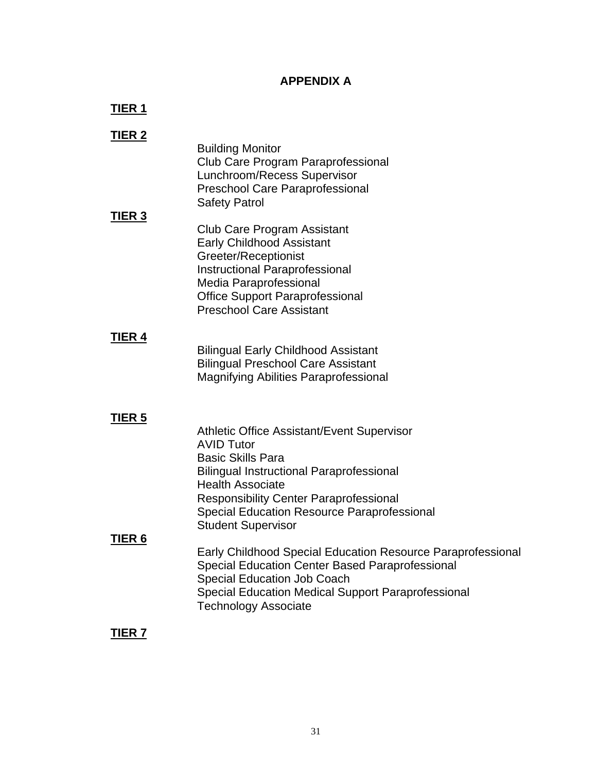# APPENDIX A

**TIER 1**

**TIER 2**

Building Monitor
Club Care Program Paraprofessional
Lunchroom/Recess Supervisor
Preschool Care Paraprofessional
Safety Patrol

**TIER 3**

Club Care Program Assistant
Early Childhood Assistant
Greeter/Receptionist
Instructional Paraprofessional
Media Paraprofessional
Office Support Paraprofessional
Preschool Care Assistant

**TIER 4**

Bilingual Early Childhood Assistant
Bilingual Preschool Care Assistant
Magnifying Abilities Paraprofessional

**TIER 5**

Athletic Office Assistant/Event Supervisor
AVID Tutor
Basic Skills Para
Bilingual Instructional Paraprofessional
Health Associate
Responsibility Center Paraprofessional
Special Education Resource Paraprofessional
Student Supervisor

**TIER 6**

Early Childhood Special Education Resource Paraprofessional
Special Education Center Based Paraprofessional
Special Education Job Coach
Special Education Medical Support Paraprofessional
Technology Associate

**TIER 7**